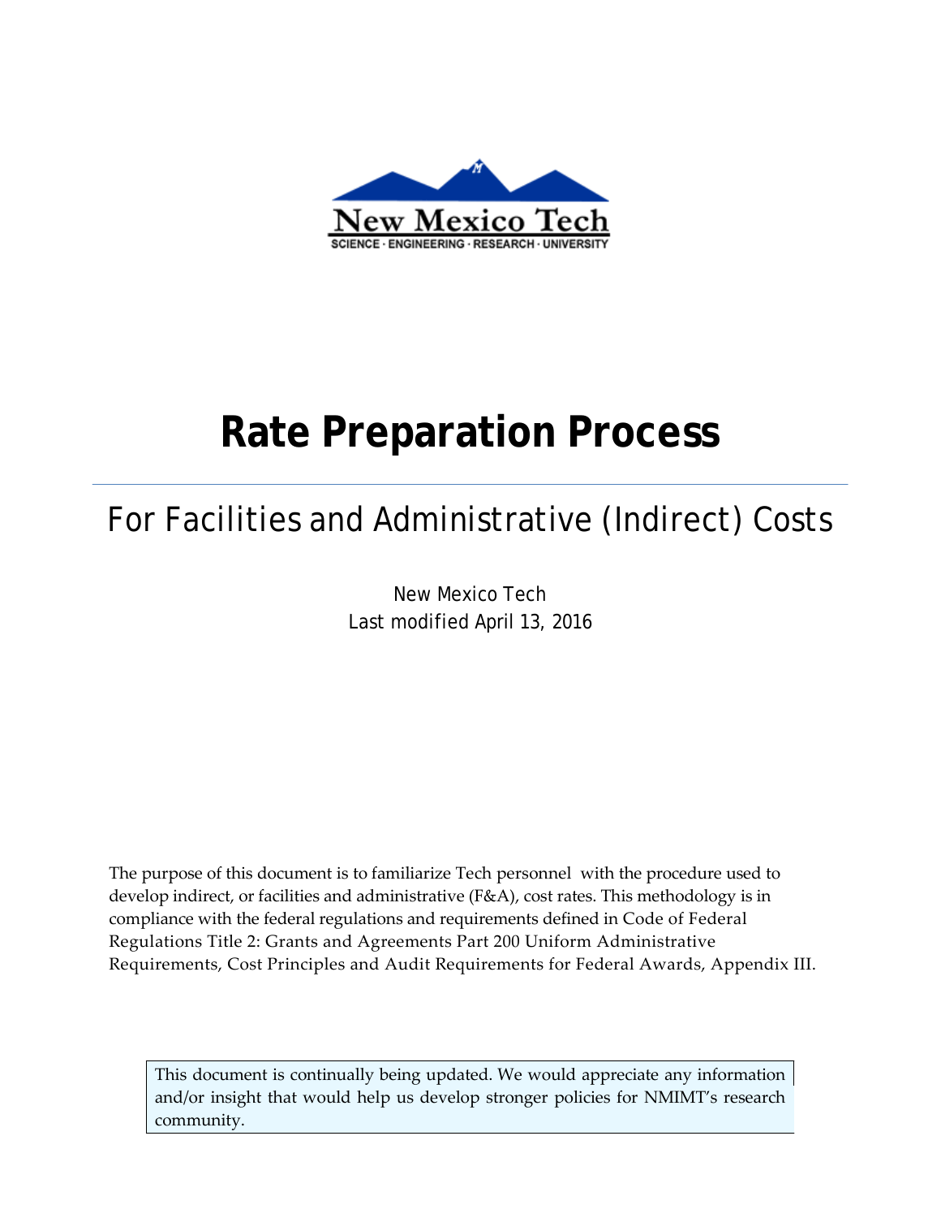New Mexico Tech

SCIENCE · ENGINEERING · RESEARCH · UNIVERSITY

# Rate Preparation Process

## For Facilities and Administrative (Indirect) Costs

New Mexico Tech
Last modified April 13, 2016

The purpose of this document is to familiarize Tech personnel with the procedure used to develop indirect, or facilities and administrative (F&A), cost rates. This methodology is in compliance with the federal regulations and requirements defined in Code of Federal Regulations Title 2: Grants and Agreements Part 200 Uniform Administrative Requirements, Cost Principles and Audit Requirements for Federal Awards, Appendix III.

> This document is continually being updated. We would appreciate any information and/or insight that would help us develop stronger policies for NMIMT's research community.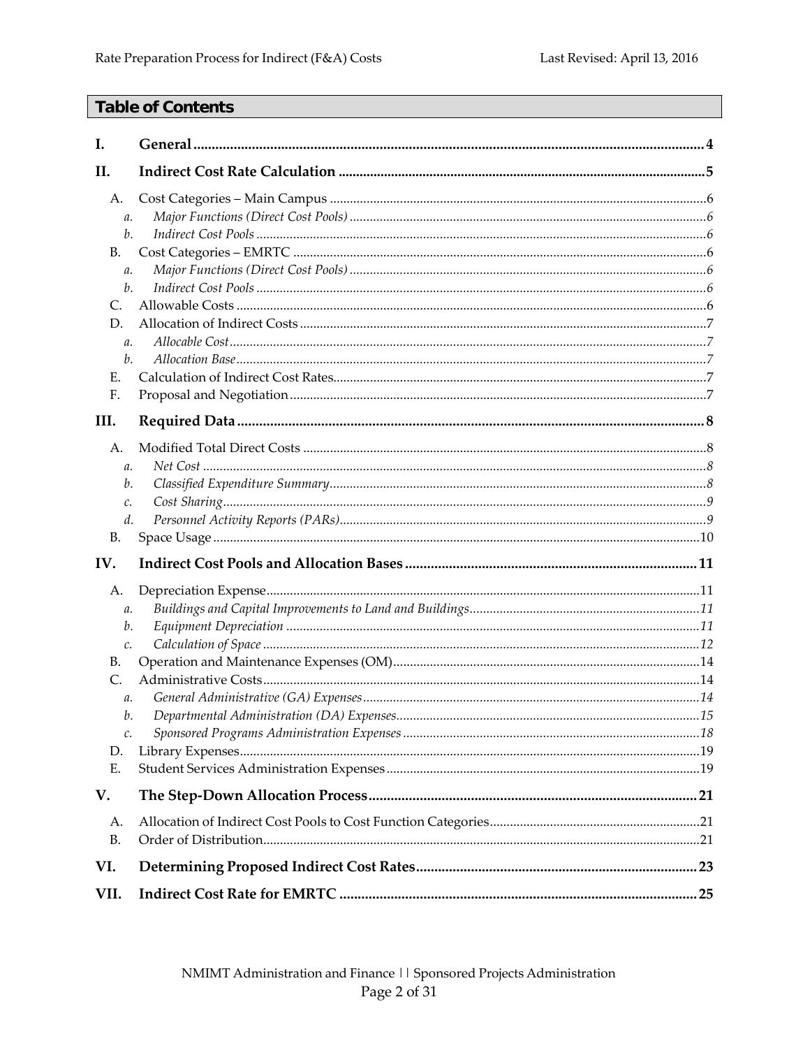## Table of Contents

**I. General** ........ 4

**II. Indirect Cost Rate Calculation** ........ 5

- A. Cost Categories – Main Campus ........ 6
  - a. *Major Functions (Direct Cost Pools)* ........ 6
  - b. *Indirect Cost Pools* ........ 6
- B. Cost Categories – EMRTC ........ 6
  - a. *Major Functions (Direct Cost Pools)* ........ 6
  - b. *Indirect Cost Pools* ........ 6
- C. Allowable Costs ........ 6
- D. Allocation of Indirect Costs ........ 7
  - a. *Allocable Cost* ........ 7
  - b. *Allocation Base* ........ 7
- E. Calculation of Indirect Cost Rates ........ 7
- F. Proposal and Negotiation ........ 7

**III. Required Data** ........ 8

- A. Modified Total Direct Costs ........ 8
  - a. *Net Cost* ........ 8
  - b. *Classified Expenditure Summary* ........ 8
  - c. *Cost Sharing* ........ 9
  - d. *Personnel Activity Reports (PARs)* ........ 9
- B. Space Usage ........ 10

**IV. Indirect Cost Pools and Allocation Bases** ........ 11

- A. Depreciation Expense ........ 11
  - a. *Buildings and Capital Improvements to Land and Buildings* ........ 11
  - b. *Equipment Depreciation* ........ 11
  - c. *Calculation of Space* ........ 12
- B. Operation and Maintenance Expenses (OM) ........ 14
- C. Administrative Costs ........ 14
  - a. *General Administrative (GA) Expenses* ........ 14
  - b. *Departmental Administration (DA) Expenses* ........ 15
  - c. *Sponsored Programs Administration Expenses* ........ 18
- D. Library Expenses ........ 19
- E. Student Services Administration Expenses ........ 19

**V. The Step-Down Allocation Process** ........ 21

- A. Allocation of Indirect Cost Pools to Cost Function Categories ........ 21
- B. Order of Distribution ........ 21

**VI. Determining Proposed Indirect Cost Rates** ........ 23

**VII. Indirect Cost Rate for EMRTC** ........ 25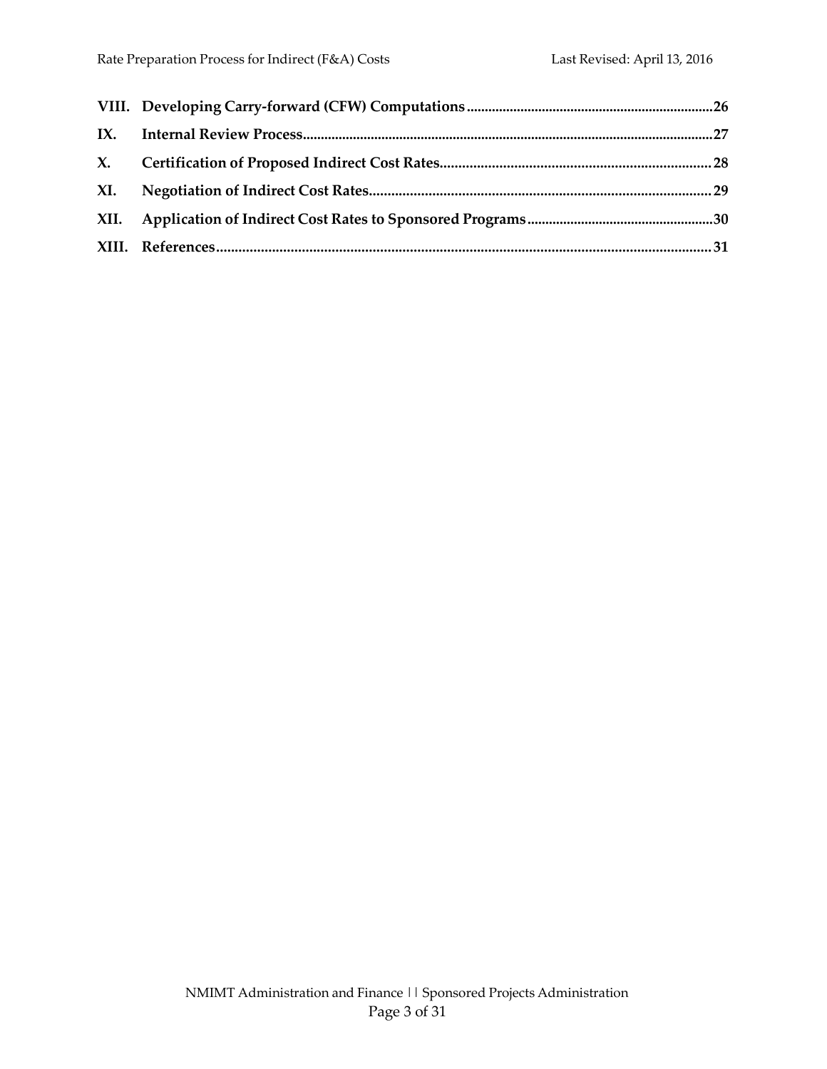**VIII. Developing Carry-forward (CFW) Computations** ........ 26

**IX. Internal Review Process** ........ 27

**X. Certification of Proposed Indirect Cost Rates** ........ 28

**XI. Negotiation of Indirect Cost Rates** ........ 29

**XII. Application of Indirect Cost Rates to Sponsored Programs** ........ 30

**XIII. References** ........ 31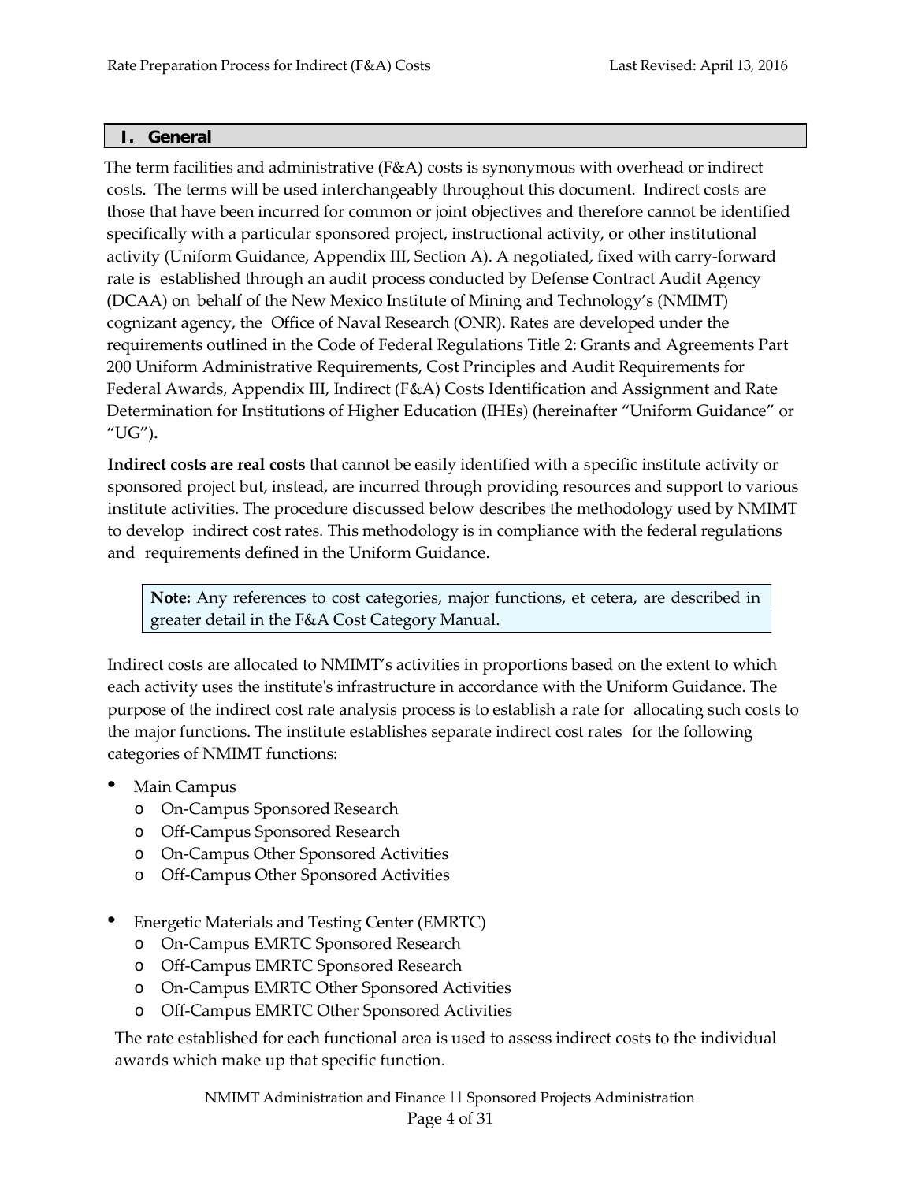## I. General

The term facilities and administrative (F&A) costs is synonymous with overhead or indirect costs. The terms will be used interchangeably throughout this document. Indirect costs are those that have been incurred for common or joint objectives and therefore cannot be identified specifically with a particular sponsored project, instructional activity, or other institutional activity (Uniform Guidance, Appendix III, Section A). A negotiated, fixed with carry-forward rate is established through an audit process conducted by Defense Contract Audit Agency (DCAA) on behalf of the New Mexico Institute of Mining and Technology's (NMIMT) cognizant agency, the Office of Naval Research (ONR). Rates are developed under the requirements outlined in the Code of Federal Regulations Title 2: Grants and Agreements Part 200 Uniform Administrative Requirements, Cost Principles and Audit Requirements for Federal Awards, Appendix III, Indirect (F&A) Costs Identification and Assignment and Rate Determination for Institutions of Higher Education (IHEs) (hereinafter "Uniform Guidance" or "UG").

**Indirect costs are real costs** that cannot be easily identified with a specific institute activity or sponsored project but, instead, are incurred through providing resources and support to various institute activities. The procedure discussed below describes the methodology used by NMIMT to develop indirect cost rates. This methodology is in compliance with the federal regulations and requirements defined in the Uniform Guidance.

> **Note:** Any references to cost categories, major functions, et cetera, are described in greater detail in the F&A Cost Category Manual.

Indirect costs are allocated to NMIMT's activities in proportions based on the extent to which each activity uses the institute's infrastructure in accordance with the Uniform Guidance. The purpose of the indirect cost rate analysis process is to establish a rate for allocating such costs to the major functions. The institute establishes separate indirect cost rates for the following categories of NMIMT functions:

- Main Campus
  - On-Campus Sponsored Research
  - Off-Campus Sponsored Research
  - On-Campus Other Sponsored Activities
  - Off-Campus Other Sponsored Activities
- Energetic Materials and Testing Center (EMRTC)
  - On-Campus EMRTC Sponsored Research
  - Off-Campus EMRTC Sponsored Research
  - On-Campus EMRTC Other Sponsored Activities
  - Off-Campus EMRTC Other Sponsored Activities

The rate established for each functional area is used to assess indirect costs to the individual awards which make up that specific function.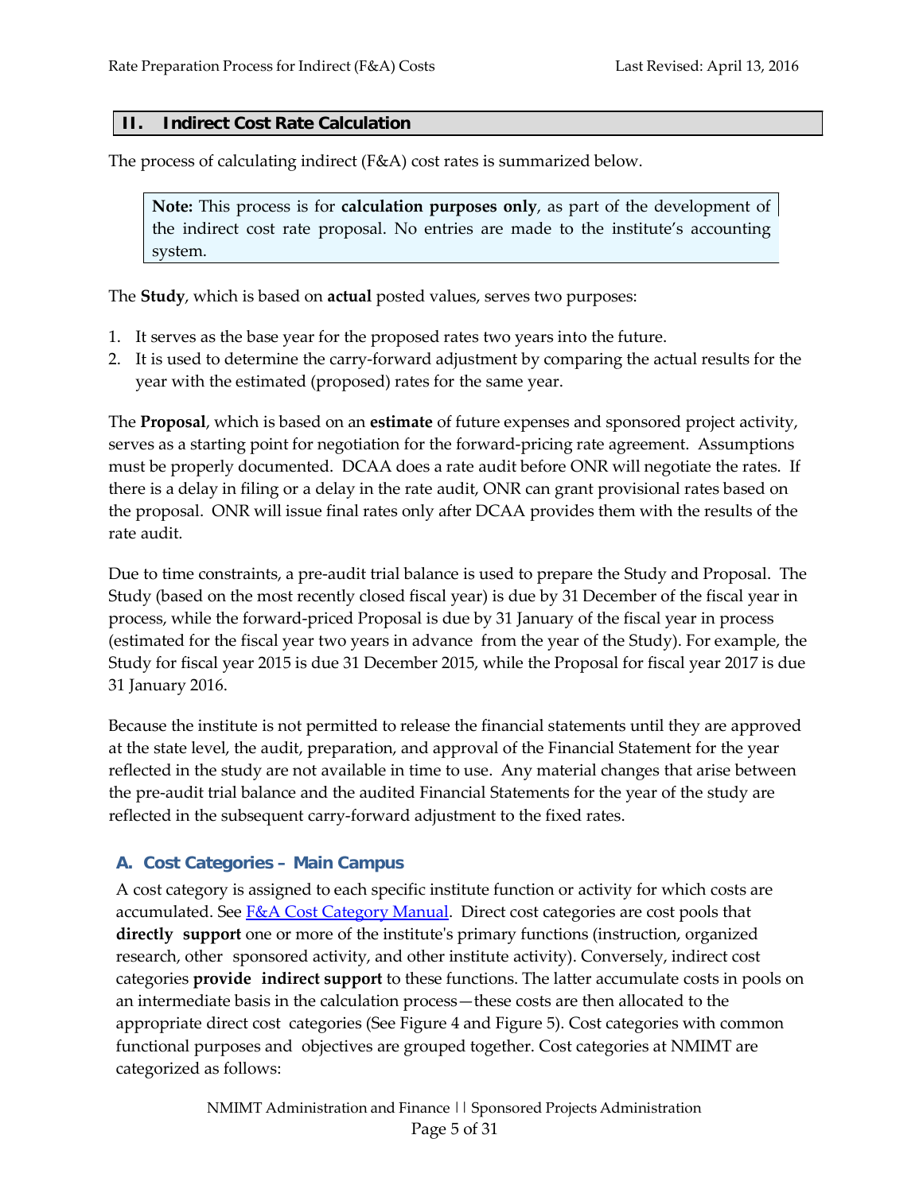## II. Indirect Cost Rate Calculation

The process of calculating indirect (F&A) cost rates is summarized below.

> **Note:** This process is for **calculation purposes only**, as part of the development of the indirect cost rate proposal. No entries are made to the institute's accounting system.

The **Study**, which is based on **actual** posted values, serves two purposes:

1. It serves as the base year for the proposed rates two years into the future.
2. It is used to determine the carry-forward adjustment by comparing the actual results for the year with the estimated (proposed) rates for the same year.

The **Proposal**, which is based on an **estimate** of future expenses and sponsored project activity, serves as a starting point for negotiation for the forward-pricing rate agreement. Assumptions must be properly documented. DCAA does a rate audit before ONR will negotiate the rates. If there is a delay in filing or a delay in the rate audit, ONR can grant provisional rates based on the proposal. ONR will issue final rates only after DCAA provides them with the results of the rate audit.

Due to time constraints, a pre-audit trial balance is used to prepare the Study and Proposal. The Study (based on the most recently closed fiscal year) is due by 31 December of the fiscal year in process, while the forward-priced Proposal is due by 31 January of the fiscal year in process (estimated for the fiscal year two years in advance from the year of the Study). For example, the Study for fiscal year 2015 is due 31 December 2015, while the Proposal for fiscal year 2017 is due 31 January 2016.

Because the institute is not permitted to release the financial statements until they are approved at the state level, the audit, preparation, and approval of the Financial Statement for the year reflected in the study are not available in time to use. Any material changes that arise between the pre-audit trial balance and the audited Financial Statements for the year of the study are reflected in the subsequent carry-forward adjustment to the fixed rates.

### A. Cost Categories – Main Campus

A cost category is assigned to each specific institute function or activity for which costs are accumulated. See F&A Cost Category Manual. Direct cost categories are cost pools that **directly support** one or more of the institute's primary functions (instruction, organized research, other sponsored activity, and other institute activity). Conversely, indirect cost categories **provide indirect support** to these functions. The latter accumulate costs in pools on an intermediate basis in the calculation process—these costs are then allocated to the appropriate direct cost categories (See Figure 4 and Figure 5). Cost categories with common functional purposes and objectives are grouped together. Cost categories at NMIMT are categorized as follows: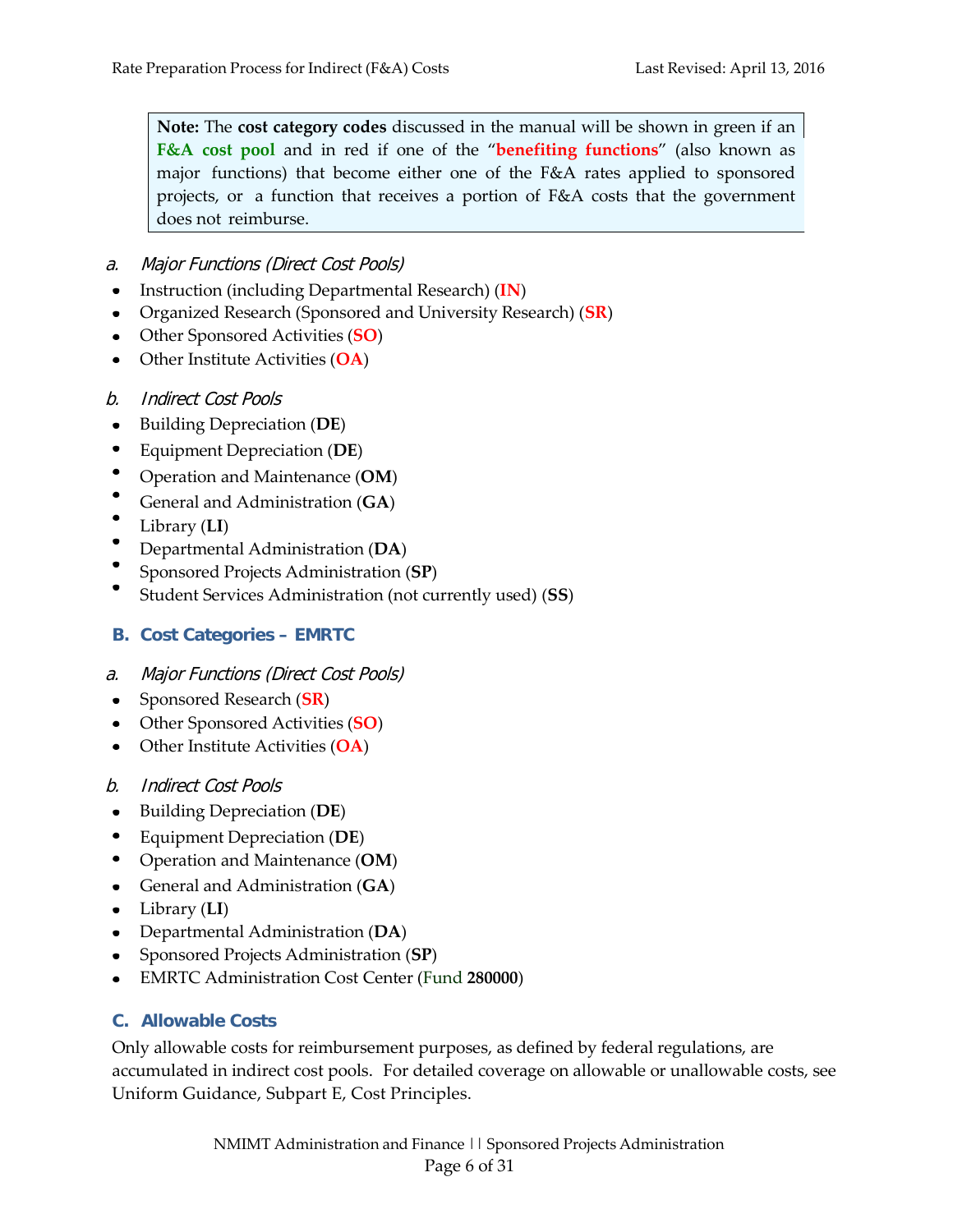> **Note:** The **cost category codes** discussed in the manual will be shown in green if an **F&A cost pool** and in red if one of the "**benefiting functions**" (also known as major functions) that become either one of the F&A rates applied to sponsored projects, or a function that receives a portion of F&A costs that the government does not reimburse.

a. *Major Functions (Direct Cost Pools)*

- Instruction (including Departmental Research) (**IN**)
- Organized Research (Sponsored and University Research) (**SR**)
- Other Sponsored Activities (**SO**)
- Other Institute Activities (**OA**)

b. *Indirect Cost Pools*

- Building Depreciation (**DE**)
- Equipment Depreciation (**DE**)
- Operation and Maintenance (**OM**)
- General and Administration (**GA**)
- Library (**LI**)
- Departmental Administration (**DA**)
- Sponsored Projects Administration (**SP**)
- Student Services Administration (not currently used) (**SS**)

## B. Cost Categories – EMRTC

a. *Major Functions (Direct Cost Pools)*

- Sponsored Research (**SR**)
- Other Sponsored Activities (**SO**)
- Other Institute Activities (**OA**)

b. *Indirect Cost Pools*

- Building Depreciation (**DE**)
- Equipment Depreciation (**DE**)
- Operation and Maintenance (**OM**)
- General and Administration (**GA**)
- Library (**LI**)
- Departmental Administration (**DA**)
- Sponsored Projects Administration (**SP**)
- EMRTC Administration Cost Center (Fund **280000**)

## C. Allowable Costs

Only allowable costs for reimbursement purposes, as defined by federal regulations, are accumulated in indirect cost pools. For detailed coverage on allowable or unallowable costs, see Uniform Guidance, Subpart E, Cost Principles.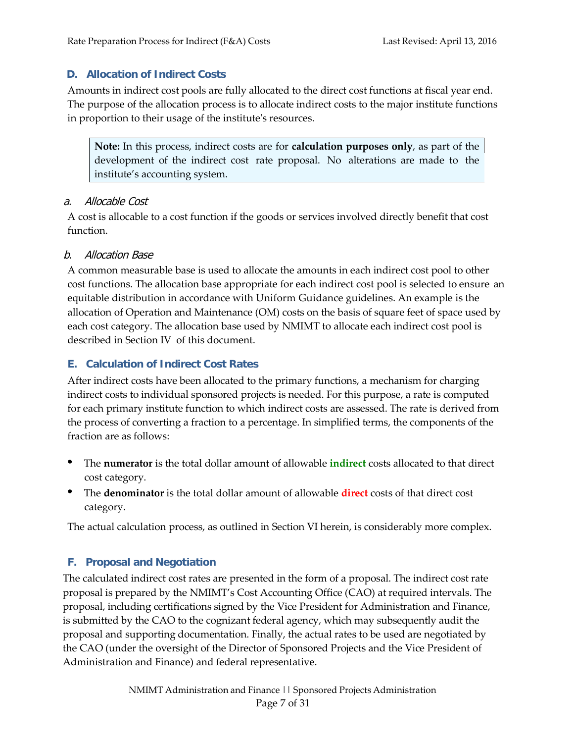## D. Allocation of Indirect Costs

Amounts in indirect cost pools are fully allocated to the direct cost functions at fiscal year end. The purpose of the allocation process is to allocate indirect costs to the major institute functions in proportion to their usage of the institute's resources.

> **Note:** In this process, indirect costs are for **calculation purposes only**, as part of the development of the indirect cost rate proposal. No alterations are made to the institute's accounting system.

### *a. Allocable Cost*

A cost is allocable to a cost function if the goods or services involved directly benefit that cost function.

### *b. Allocation Base*

A common measurable base is used to allocate the amounts in each indirect cost pool to other cost functions. The allocation base appropriate for each indirect cost pool is selected to ensure an equitable distribution in accordance with Uniform Guidance guidelines. An example is the allocation of Operation and Maintenance (OM) costs on the basis of square feet of space used by each cost category. The allocation base used by NMIMT to allocate each indirect cost pool is described in Section IV of this document.

## E. Calculation of Indirect Cost Rates

After indirect costs have been allocated to the primary functions, a mechanism for charging indirect costs to individual sponsored projects is needed. For this purpose, a rate is computed for each primary institute function to which indirect costs are assessed. The rate is derived from the process of converting a fraction to a percentage. In simplified terms, the components of the fraction are as follows:

- The **numerator** is the total dollar amount of allowable **indirect** costs allocated to that direct cost category.
- The **denominator** is the total dollar amount of allowable **direct** costs of that direct cost category.

The actual calculation process, as outlined in Section VI herein, is considerably more complex.

## F. Proposal and Negotiation

The calculated indirect cost rates are presented in the form of a proposal. The indirect cost rate proposal is prepared by the NMIMT's Cost Accounting Office (CAO) at required intervals. The proposal, including certifications signed by the Vice President for Administration and Finance, is submitted by the CAO to the cognizant federal agency, which may subsequently audit the proposal and supporting documentation. Finally, the actual rates to be used are negotiated by the CAO (under the oversight of the Director of Sponsored Projects and the Vice President of Administration and Finance) and federal representative.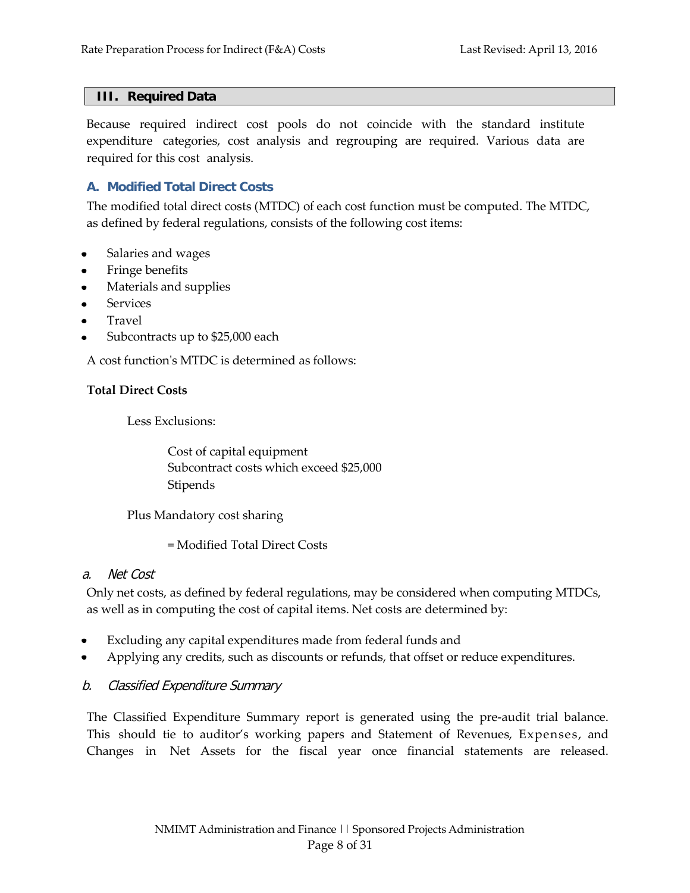## III. Required Data

Because required indirect cost pools do not coincide with the standard institute expenditure categories, cost analysis and regrouping are required. Various data are required for this cost analysis.

### A. Modified Total Direct Costs

The modified total direct costs (MTDC) of each cost function must be computed. The MTDC, as defined by federal regulations, consists of the following cost items:

- Salaries and wages
- Fringe benefits
- Materials and supplies
- Services
- Travel
- Subcontracts up to $25,000 each

A cost function's MTDC is determined as follows:

**Total Direct Costs**

Less Exclusions:

Cost of capital equipment
Subcontract costs which exceed $25,000
Stipends

Plus Mandatory cost sharing

= Modified Total Direct Costs

#### *a. Net Cost*

Only net costs, as defined by federal regulations, may be considered when computing MTDCs, as well as in computing the cost of capital items. Net costs are determined by:

- Excluding any capital expenditures made from federal funds and
- Applying any credits, such as discounts or refunds, that offset or reduce expenditures.

#### *b. Classified Expenditure Summary*

The Classified Expenditure Summary report is generated using the pre-audit trial balance. This should tie to auditor's working papers and Statement of Revenues, Expenses, and Changes in Net Assets for the fiscal year once financial statements are released.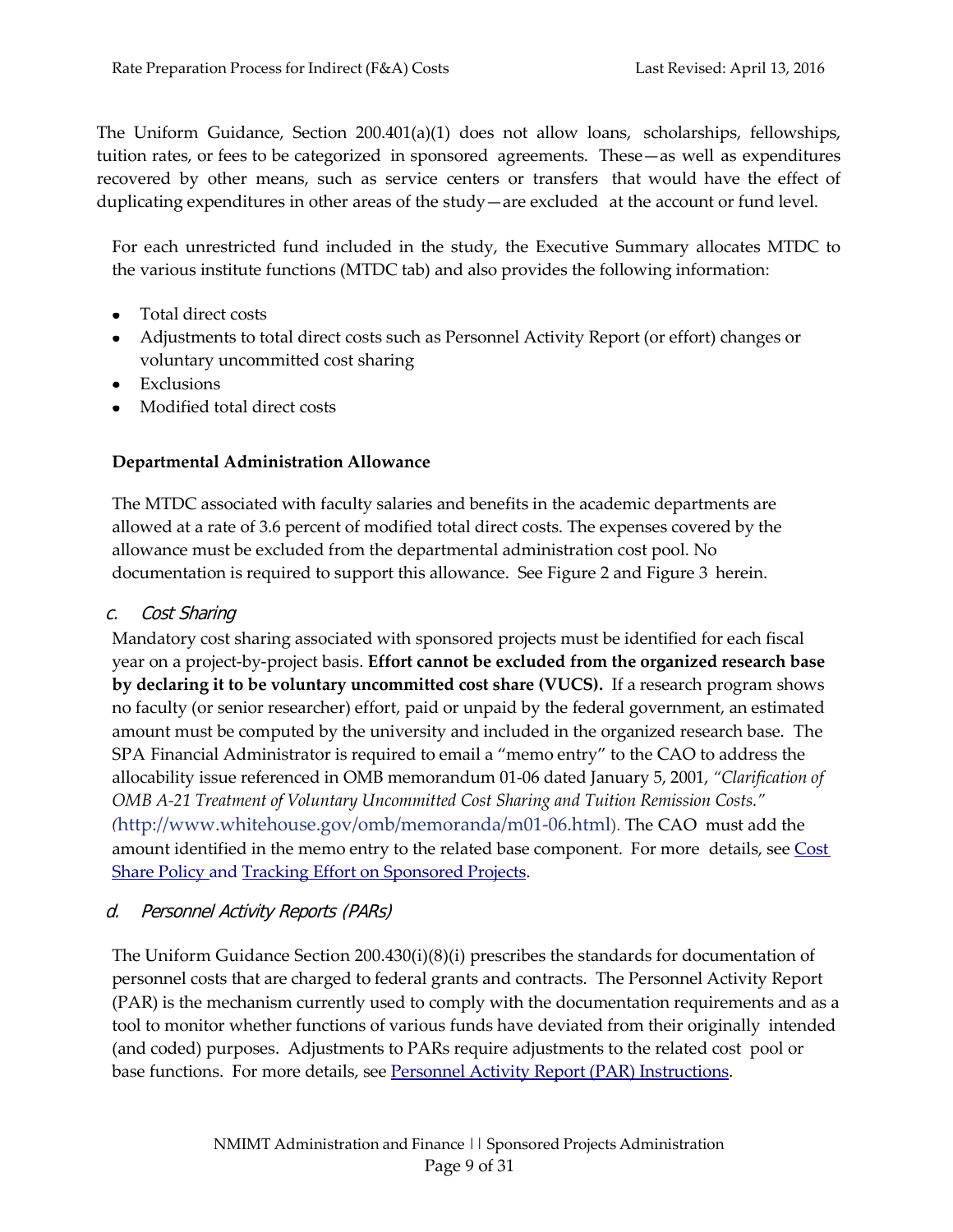The Uniform Guidance, Section 200.401(a)(1) does not allow loans, scholarships, fellowships, tuition rates, or fees to be categorized in sponsored agreements. These—as well as expenditures recovered by other means, such as service centers or transfers that would have the effect of duplicating expenditures in other areas of the study—are excluded at the account or fund level.

For each unrestricted fund included in the study, the Executive Summary allocates MTDC to the various institute functions (MTDC tab) and also provides the following information:

- Total direct costs
- Adjustments to total direct costs such as Personnel Activity Report (or effort) changes or voluntary uncommitted cost sharing
- Exclusions
- Modified total direct costs

**Departmental Administration Allowance**

The MTDC associated with faculty salaries and benefits in the academic departments are allowed at a rate of 3.6 percent of modified total direct costs. The expenses covered by the allowance must be excluded from the departmental administration cost pool. No documentation is required to support this allowance. See Figure 2 and Figure 3 herein.

### c. Cost Sharing

Mandatory cost sharing associated with sponsored projects must be identified for each fiscal year on a project-by-project basis. **Effort cannot be excluded from the organized research base by declaring it to be voluntary uncommitted cost share (VUCS).** If a research program shows no faculty (or senior researcher) effort, paid or unpaid by the federal government, an estimated amount must be computed by the university and included in the organized research base. The SPA Financial Administrator is required to email a "memo entry" to the CAO to address the allocability issue referenced in OMB memorandum 01-06 dated January 5, 2001, *"Clarification of OMB A-21 Treatment of Voluntary Uncommitted Cost Sharing and Tuition Remission Costs."* (http://www.whitehouse.gov/omb/memoranda/m01-06.html). The CAO must add the amount identified in the memo entry to the related base component. For more details, see Cost Share Policy and Tracking Effort on Sponsored Projects.

### d. Personnel Activity Reports (PARs)

The Uniform Guidance Section 200.430(i)(8)(i) prescribes the standards for documentation of personnel costs that are charged to federal grants and contracts. The Personnel Activity Report (PAR) is the mechanism currently used to comply with the documentation requirements and as a tool to monitor whether functions of various funds have deviated from their originally intended (and coded) purposes. Adjustments to PARs require adjustments to the related cost pool or base functions. For more details, see Personnel Activity Report (PAR) Instructions.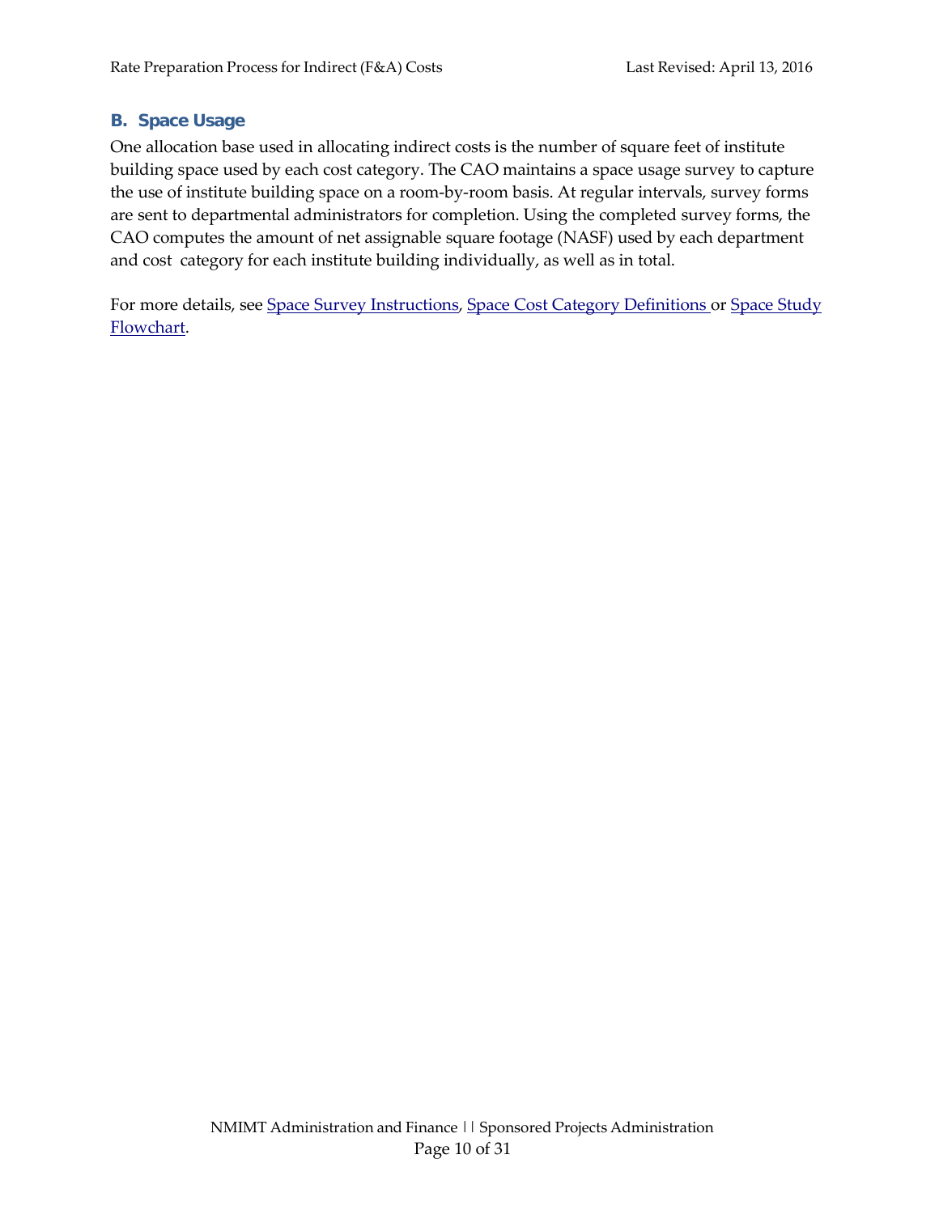## B. Space Usage

One allocation base used in allocating indirect costs is the number of square feet of institute building space used by each cost category. The CAO maintains a space usage survey to capture the use of institute building space on a room-by-room basis. At regular intervals, survey forms are sent to departmental administrators for completion. Using the completed survey forms, the CAO computes the amount of net assignable square footage (NASF) used by each department and cost category for each institute building individually, as well as in total.

For more details, see Space Survey Instructions, Space Cost Category Definitions or Space Study Flowchart.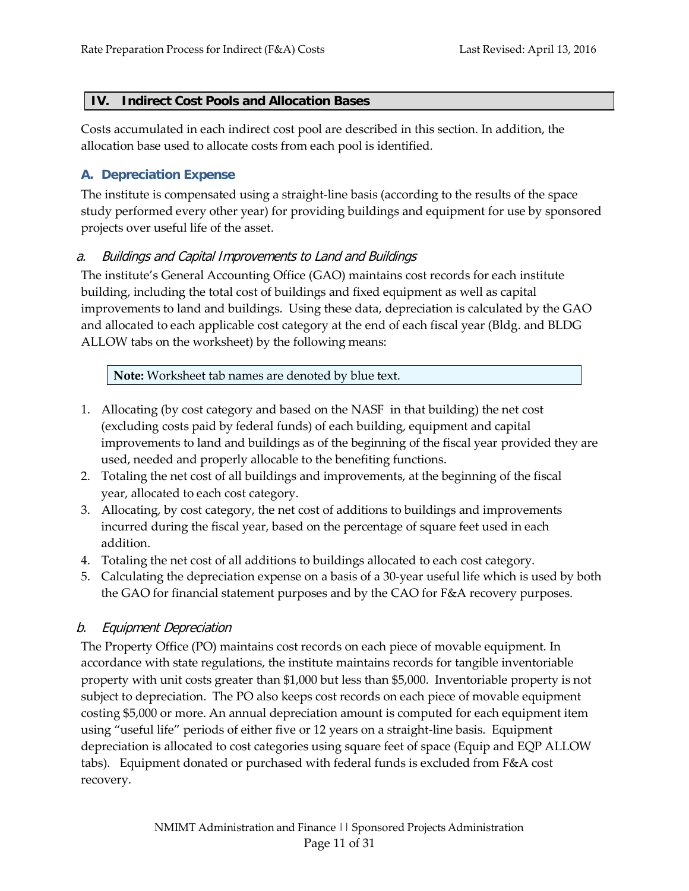## IV. Indirect Cost Pools and Allocation Bases

Costs accumulated in each indirect cost pool are described in this section. In addition, the allocation base used to allocate costs from each pool is identified.

### A. Depreciation Expense

The institute is compensated using a straight-line basis (according to the results of the space study performed every other year) for providing buildings and equipment for use by sponsored projects over useful life of the asset.

#### *a. Buildings and Capital Improvements to Land and Buildings*

The institute's General Accounting Office (GAO) maintains cost records for each institute building, including the total cost of buildings and fixed equipment as well as capital improvements to land and buildings. Using these data, depreciation is calculated by the GAO and allocated to each applicable cost category at the end of each fiscal year (Bldg. and BLDG ALLOW tabs on the worksheet) by the following means:

> **Note:** Worksheet tab names are denoted by blue text.

1. Allocating (by cost category and based on the NASF in that building) the net cost (excluding costs paid by federal funds) of each building, equipment and capital improvements to land and buildings as of the beginning of the fiscal year provided they are used, needed and properly allocable to the benefiting functions.
2. Totaling the net cost of all buildings and improvements, at the beginning of the fiscal year, allocated to each cost category.
3. Allocating, by cost category, the net cost of additions to buildings and improvements incurred during the fiscal year, based on the percentage of square feet used in each addition.
4. Totaling the net cost of all additions to buildings allocated to each cost category.
5. Calculating the depreciation expense on a basis of a 30-year useful life which is used by both the GAO for financial statement purposes and by the CAO for F&A recovery purposes.

#### *b. Equipment Depreciation*

The Property Office (PO) maintains cost records on each piece of movable equipment. In accordance with state regulations, the institute maintains records for tangible inventoriable property with unit costs greater than $1,000 but less than $5,000. Inventoriable property is not subject to depreciation. The PO also keeps cost records on each piece of movable equipment costing $5,000 or more. An annual depreciation amount is computed for each equipment item using "useful life" periods of either five or 12 years on a straight-line basis. Equipment depreciation is allocated to cost categories using square feet of space (Equip and EQP ALLOW tabs). Equipment donated or purchased with federal funds is excluded from F&A cost recovery.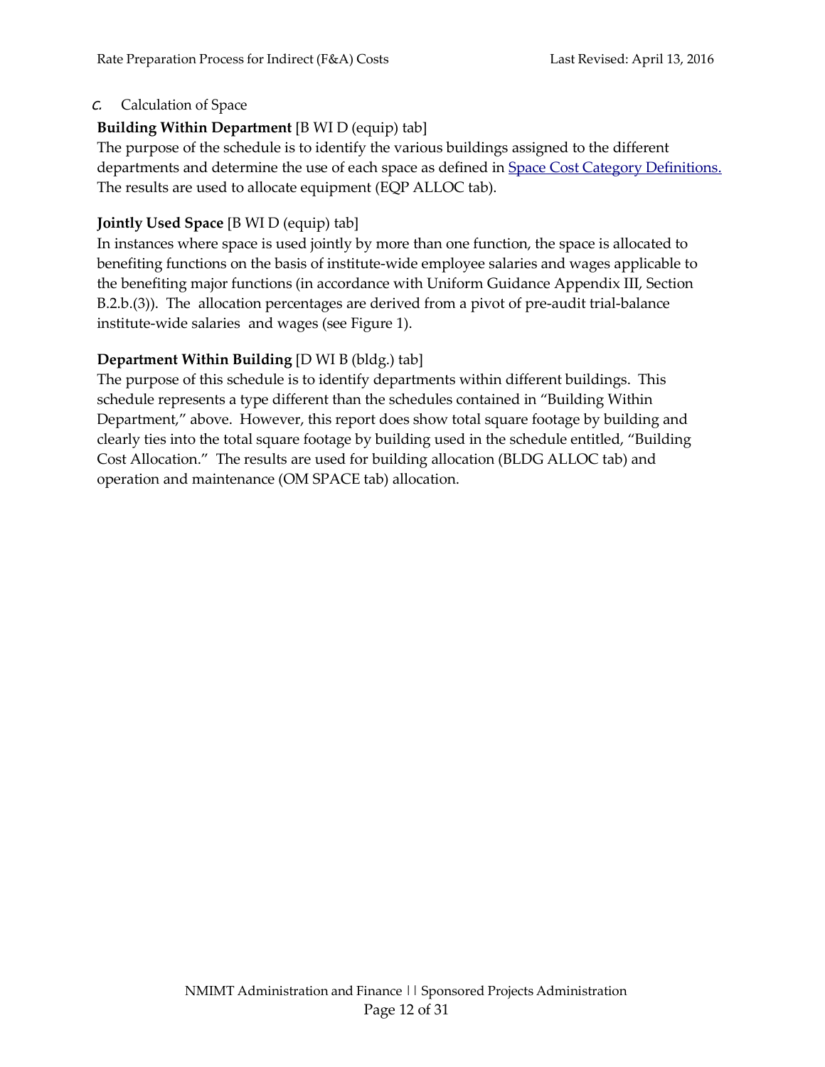## *C.* Calculation of Space

**Building Within Department** [B WI D (equip) tab]

The purpose of the schedule is to identify the various buildings assigned to the different departments and determine the use of each space as defined in [Space Cost Category Definitions.](#) The results are used to allocate equipment (EQP ALLOC tab).

**Jointly Used Space** [B WI D (equip) tab]

In instances where space is used jointly by more than one function, the space is allocated to benefiting functions on the basis of institute-wide employee salaries and wages applicable to the benefiting major functions (in accordance with Uniform Guidance Appendix III, Section B.2.b.(3)). The allocation percentages are derived from a pivot of pre-audit trial-balance institute-wide salaries and wages (see Figure 1).

**Department Within Building** [D WI B (bldg.) tab]

The purpose of this schedule is to identify departments within different buildings. This schedule represents a type different than the schedules contained in "Building Within Department," above. However, this report does show total square footage by building and clearly ties into the total square footage by building used in the schedule entitled, "Building Cost Allocation." The results are used for building allocation (BLDG ALLOC tab) and operation and maintenance (OM SPACE tab) allocation.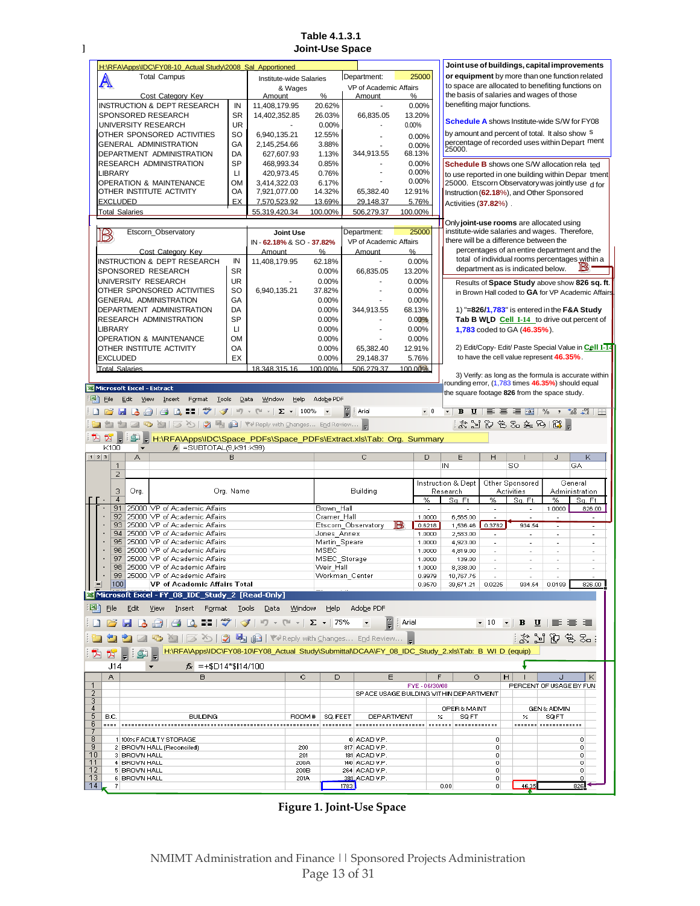# Table 4.1.3.1
## Joint-Use Space

H:\RFA\Apps\IDC\FY08-10_Actual Study\2008_Sal_Apportioned

**A** Total Campus

| Cost Category Key | | Institute-wide Salaries & Wages Amount | % | Department: 25000 VP of Academic Affairs Amount | % |
|---|---|---|---|---|---|
| INSTRUCTION & DEPT RESEARCH | IN | 11,408,179.95 | 20.62% | - | 0.00% |
| SPONSORED RESEARCH | SR | 14,402,352.85 | 26.03% | 66,835.05 | 13.20% |
| UNIVERSITY RESEARCH | UR | - | 0.00% | - | 0.00% |
| OTHER SPONSORED ACTIVITIES | SO | 6,940,135.21 | 12.55% | - | 0.00% |
| GENERAL ADMINISTRATION | GA | 2,145,254.66 | 3.88% | - | 0.00% |
| DEPARTMENT ADMINISTRATION | DA | 627,607.93 | 1.13% | 344,913.55 | 68.13% |
| RESEARCH ADMINISTRATION | SP | 468,993.34 | 0.85% | - | 0.00% |
| LIBRARY | LI | 420,973.45 | 0.76% | - | 0.00% |
| OPERATION & MAINTENANCE | OM | 3,414,322.03 | 6.17% | - | 0.00% |
| OTHER INSTITUTE ACTIVITY | OA | 7,921,077.00 | 14.32% | 65,382.40 | 12.91% |
| EXCLUDED | EX | 7,570,523.92 | 13.69% | 29,148.37 | 5.76% |
| Total Salaries | | 55,319,420.34 | 100.00% | 506,279.37 | 100.00% |

**B** Etscorn_Observatory

| Cost Category Key | | Joint Use IN - 62.18% & SO - 37.82% Amount | % | Department: 25000 VP of Academic Affairs Amount | % |
|---|---|---|---|---|---|
| INSTRUCTION & DEPT RESEARCH | IN | 11,408,179.95 | 62.18% | - | 0.00% |
| SPONSORED RESEARCH | SR | | 0.00% | 66,835.05 | 13.20% |
| UNIVERSITY RESEARCH | UR | - | 0.00% | - | 0.00% |
| OTHER SPONSORED ACTIVITIES | SO | 6,940,135.21 | 37.82% | - | 0.00% |
| GENERAL ADMINISTRATION | GA | | 0.00% | - | 0.00% |
| DEPARTMENT ADMINISTRATION | DA | | 0.00% | 344,913.55 | 68.13% |
| RESEARCH ADMINISTRATION | SP | | 0.00% | - | 0.00% |
| LIBRARY | LI | | 0.00% | - | 0.00% |
| OPERATION & MAINTENANCE | OM | | 0.00% | - | 0.00% |
| OTHER INSTITUTE ACTIVITY | OA | | 0.00% | 65,382.40 | 12.91% |
| EXCLUDED | EX | | 0.00% | 29,148.37 | 5.76% |
| Total Salaries | | 18,348,315.16 | 100.00% | 506,279.37 | 100.00% |

**Joint use of buildings, capital improvements or equipment** by more than one function related to space are allocated to benefiting functions on the basis of salaries and wages of those benefiting major functions.

**Schedule A** shows Institute-wide S/W for FY08 by amount and percent of total. It also show s percentage of recorded uses within Depart ment 25000.

**Schedule B** shows one S/W allocation rela ted to use reported in one building within Depar tment 25000. Etscorn Observatory was jointly use d for Instruction (**62.18%**), and Other Sponsored Activities (**37.82%**) .

Only **joint-use rooms** are allocated using institute-wide salaries and wages. Therefore, there will be a difference between the percentages of an entire department and the total of individual rooms percentages within a department as is indicated below.

Results of **Space Study** above show **826 sq. ft.** in Brown Hall coded to **GA** for VP Academic Affairs.

1) "**=826/1,783**" is entered in the **F&A Study Tab B WLD** Cell I-14 to drive out percent of **1,783** coded to GA (**46.35%**).

2) Edit/Copy- Edit/ Paste Special Value in Cell I-14 to have the cell value represent **46.35%**.

3) Verify: as long as the formula is accurate within rounding error, (1,783 times **46.35%**) should equal the square footage **826** from the space study.

Microsoft Excel - Extract

H:\RFA\Apps\IDC\Space_PDFs\Space_PDFs\Extract.xls\Tab: Org. Summary

K100 fx =SUBTOTAL(9,K91:K99)

| | Org. | Org. Name | Building | IN Instruction & Dept Research % | Sq. Ft. | SO Other Sponsored Activities % | Sq. Ft. | GA General Administration % | Sq. Ft. |
|---|---|---|---|---|---|---|---|---|---|
| 91 | 25000 | VP of Academic Affairs | Brown_Hall | - | - | - | - | 1.0000 | 826.00 |
| 92 | 25000 | VP of Academic Affairs | Cramer_Hall | 1.0000 | 6,565.00 | - | - | - | - |
| 93 | 25000 | VP of Academic Affairs | Etscorn_Observatory **B** | 0.6218 | 1,536.46 | 0.3782 | 934.54 | - | - |
| 94 | 25000 | VP of Academic Affairs | Jones_Annex | 1.0000 | 2,583.00 | - | - | - | - |
| 95 | 25000 | VP of Academic Affairs | Martin_Speare | 1.0000 | 4,923.00 | - | - | - | - |
| 96 | 25000 | VP of Academic Affairs | MSEC | 1.0000 | 4,819.00 | - | - | - | - |
| 97 | 25000 | VP of Academic Affairs | MSEC_Storage | 1.0000 | 139.00 | - | - | - | - |
| 98 | 25000 | VP of Academic Affairs | Weir_Hall | 1.0000 | 8,338.00 | - | - | - | - |
| 99 | 25000 | VP of Academic Affairs | Workman_Center | 0.9979 | 10,767.75 | - | - | - | - |
| 100 | | VP of Academic Affairs Total | | 0.9570 | 39,671.21 | 0.0225 | 934.54 | 0.0199 | 826.00 |

Microsoft Excel - FY_08_IDC_Study_2 [Read-Only]

H:\RFA\Apps\IDC\FY08-10\FY08_Actual Study\Submittal\DCAA\FY_08_IDC_Study_2.xls\Tab: B WI D (equip)

J14 fx =+$D14*$I14/100

FYE - 06/30/08 — SPACE USAGE BUILDING WITHIN DEPARTMENT — PERCENT OF USAGE BY FUN

| Row | B.C. | BUILDING | ROOM # | SQ. FEET | DEPARTMENT | OPER & MAINT % | SQ FT | GEN & ADMIN % | SQ FT |
|---|---|---|---|---|---|---|---|---|---|
| 8 | 1 | 100% FACULTY STORAGE | | 0 | ACAD V.P. | | 0 | | 0 |
| 9 | 2 | BROWN HALL (Reconciled) | 200 | 817 | ACAD V.P. | | 0 | | 0 |
| 10 | 3 | BROWN HALL | 201 | 181 | ACAD V.P. | | 0 | | 0 |
| 11 | 4 | BROWN HALL | 200A | 140 | ACAD V.P. | | 0 | | 0 |
| 12 | 5 | BROWN HALL | 200B | 264 | ACAD V.P. | | 0 | | 0 |
| 13 | 6 | BROWN HALL | 201A | 381 | ACAD V.P. | | 0 | | 0 |
| 14 | 7 | | | 1783 | | 0.00 | 0 | 46.35 | 826 |

**Figure 1. Joint-Use Space**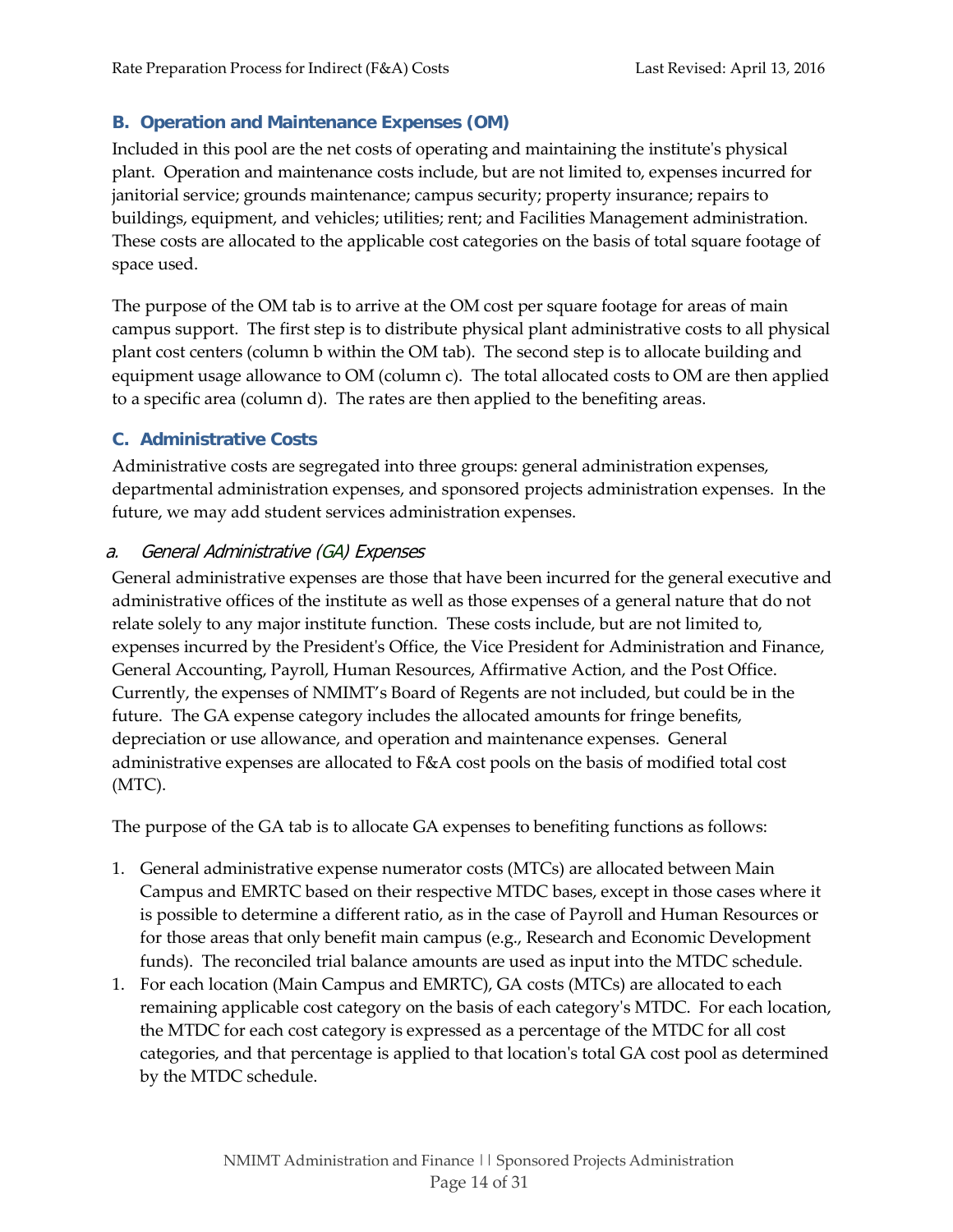### B. Operation and Maintenance Expenses (OM)

Included in this pool are the net costs of operating and maintaining the institute's physical plant. Operation and maintenance costs include, but are not limited to, expenses incurred for janitorial service; grounds maintenance; campus security; property insurance; repairs to buildings, equipment, and vehicles; utilities; rent; and Facilities Management administration. These costs are allocated to the applicable cost categories on the basis of total square footage of space used.

The purpose of the OM tab is to arrive at the OM cost per square footage for areas of main campus support. The first step is to distribute physical plant administrative costs to all physical plant cost centers (column b within the OM tab). The second step is to allocate building and equipment usage allowance to OM (column c). The total allocated costs to OM are then applied to a specific area (column d). The rates are then applied to the benefiting areas.

### C. Administrative Costs

Administrative costs are segregated into three groups: general administration expenses, departmental administration expenses, and sponsored projects administration expenses. In the future, we may add student services administration expenses.

#### *a. General Administrative (GA) Expenses*

General administrative expenses are those that have been incurred for the general executive and administrative offices of the institute as well as those expenses of a general nature that do not relate solely to any major institute function. These costs include, but are not limited to, expenses incurred by the President's Office, the Vice President for Administration and Finance, General Accounting, Payroll, Human Resources, Affirmative Action, and the Post Office. Currently, the expenses of NMIMT's Board of Regents are not included, but could be in the future. The GA expense category includes the allocated amounts for fringe benefits, depreciation or use allowance, and operation and maintenance expenses. General administrative expenses are allocated to F&A cost pools on the basis of modified total cost (MTC).

The purpose of the GA tab is to allocate GA expenses to benefiting functions as follows:

1. General administrative expense numerator costs (MTCs) are allocated between Main Campus and EMRTC based on their respective MTDC bases, except in those cases where it is possible to determine a different ratio, as in the case of Payroll and Human Resources or for those areas that only benefit main campus (e.g., Research and Economic Development funds). The reconciled trial balance amounts are used as input into the MTDC schedule.
1. For each location (Main Campus and EMRTC), GA costs (MTCs) are allocated to each remaining applicable cost category on the basis of each category's MTDC. For each location, the MTDC for each cost category is expressed as a percentage of the MTDC for all cost categories, and that percentage is applied to that location's total GA cost pool as determined by the MTDC schedule.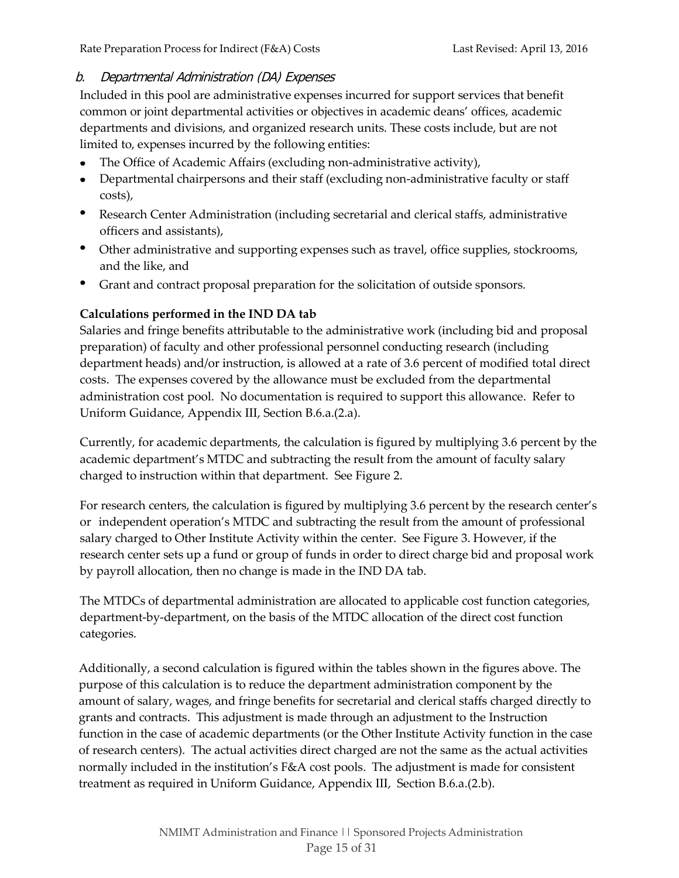### *b. Departmental Administration (DA) Expenses*

Included in this pool are administrative expenses incurred for support services that benefit common or joint departmental activities or objectives in academic deans' offices, academic departments and divisions, and organized research units. These costs include, but are not limited to, expenses incurred by the following entities:

- The Office of Academic Affairs (excluding non-administrative activity),
- Departmental chairpersons and their staff (excluding non-administrative faculty or staff costs),
- Research Center Administration (including secretarial and clerical staffs, administrative officers and assistants),
- Other administrative and supporting expenses such as travel, office supplies, stockrooms, and the like, and
- Grant and contract proposal preparation for the solicitation of outside sponsors.

**Calculations performed in the IND DA tab**

Salaries and fringe benefits attributable to the administrative work (including bid and proposal preparation) of faculty and other professional personnel conducting research (including department heads) and/or instruction, is allowed at a rate of 3.6 percent of modified total direct costs. The expenses covered by the allowance must be excluded from the departmental administration cost pool. No documentation is required to support this allowance. Refer to Uniform Guidance, Appendix III, Section B.6.a.(2.a).

Currently, for academic departments, the calculation is figured by multiplying 3.6 percent by the academic department's MTDC and subtracting the result from the amount of faculty salary charged to instruction within that department. See Figure 2.

For research centers, the calculation is figured by multiplying 3.6 percent by the research center's or independent operation's MTDC and subtracting the result from the amount of professional salary charged to Other Institute Activity within the center. See Figure 3. However, if the research center sets up a fund or group of funds in order to direct charge bid and proposal work by payroll allocation, then no change is made in the IND DA tab.

The MTDCs of departmental administration are allocated to applicable cost function categories, department-by-department, on the basis of the MTDC allocation of the direct cost function categories.

Additionally, a second calculation is figured within the tables shown in the figures above. The purpose of this calculation is to reduce the department administration component by the amount of salary, wages, and fringe benefits for secretarial and clerical staffs charged directly to grants and contracts. This adjustment is made through an adjustment to the Instruction function in the case of academic departments (or the Other Institute Activity function in the case of research centers). The actual activities direct charged are not the same as the actual activities normally included in the institution's F&A cost pools. The adjustment is made for consistent treatment as required in Uniform Guidance, Appendix III, Section B.6.a.(2.b).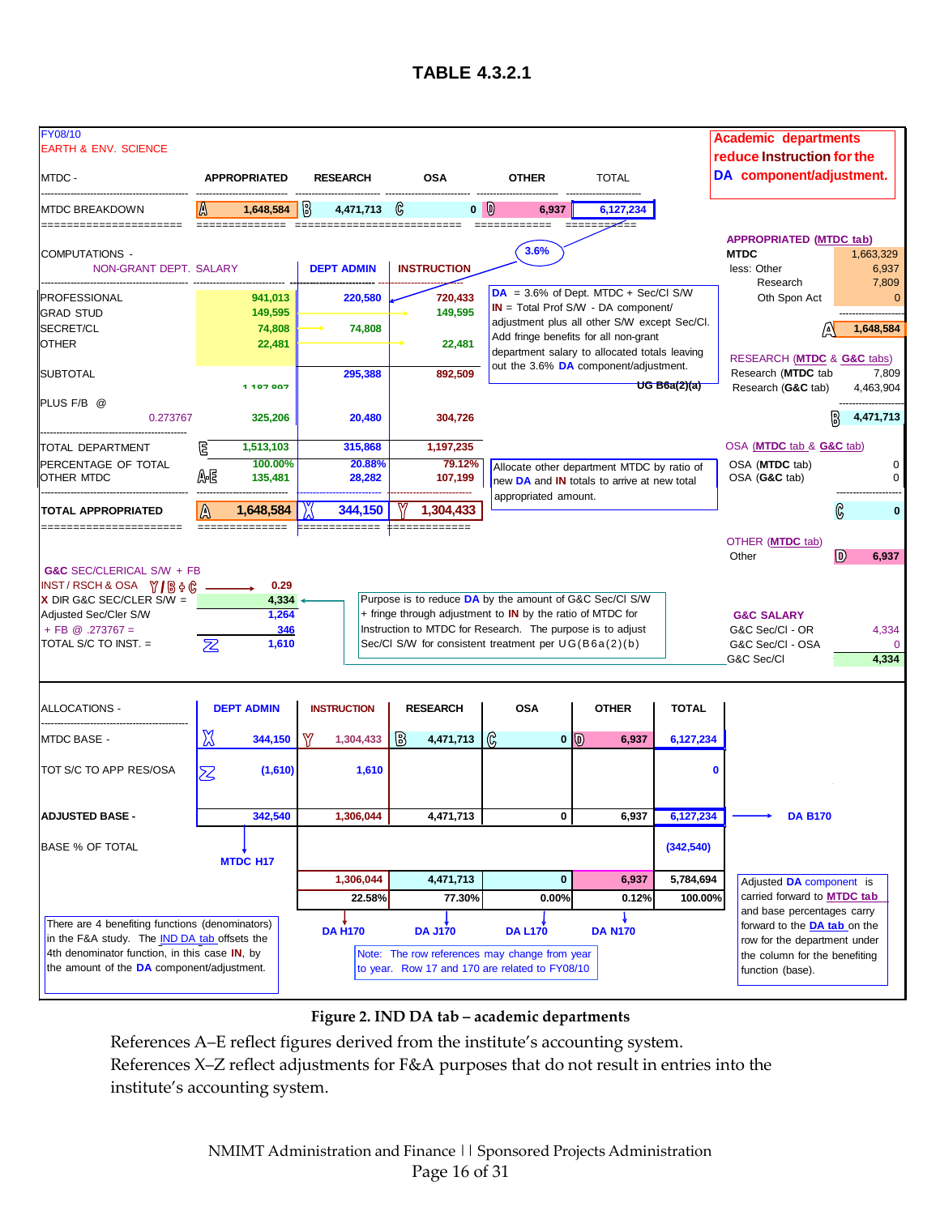# TABLE 4.3.2.1

FY08/10
EARTH & ENV. SCIENCE

**Academic departments reduce Instruction for the DA component/adjustment.**

| MTDC - | APPROPRIATED | RESEARCH | OSA | OTHER | TOTAL |
|---|---|---|---|---|---|
| MTDC BREAKDOWN | A 1,648,584 | B 4,471,713 | C 0 | D 6,937 | 6,127,234 |

COMPUTATIONS - 3.6%

| NON-GRANT DEPT. SALARY | | DEPT ADMIN | INSTRUCTION |
|---|---|---|---|
| PROFESSIONAL | 941,013 | 220,580 | 720,433 |
| GRAD STUD | 149,595 | | 149,595 |
| SECRET/CL | 74,808 | 74,808 | |
| OTHER | 22,481 | | 22,481 |
| SUBTOTAL | 1,187,897 | 295,388 | 892,509 |
| PLUS F/B @ 0.273767 | 325,206 | 20,480 | 304,726 |
| TOTAL DEPARTMENT | E 1,513,103 | 315,868 | 1,197,235 |
| PERCENTAGE OF TOTAL | 100.00% | 20.88% | 79.12% |
| OTHER MTDC | A-E 135,481 | 28,282 | 107,199 |
| **TOTAL APPROPRIATED** | **A 1,648,584** | **X 344,150** | **Y 1,304,433** |

**DA** = 3.6% of Dept. MTDC + Sec/Cl S/W
**IN** = Total Prof S/W - DA component/ adjustment plus all other S/W except Sec/Cl. Add fringe benefits for all non-grant department salary to allocated totals leaving out the 3.6% **DA** component/adjustment.

UG B6a(2)(a)

Allocate other department MTDC by ratio of new **DA** and **IN** totals to arrive at new total appropriated amount.

**APPROPRIATED (MTDC tab)**

| | |
|---|---|
| MTDC | 1,663,329 |
| less: Other | 6,937 |
| Research | 7,809 |
| Oth Spon Act | 0 |
| A | 1,648,584 |

RESEARCH (MTDC & G&C tabs)

| | |
|---|---|
| Research (MTDC tab | 7,809 |
| Research (G&C tab) | 4,463,904 |
| B | 4,471,713 |

OSA (MTDC tab & G&C tab)

| | |
|---|---|
| OSA (MTDC tab) | 0 |
| OSA (G&C tab) | 0 |
| C | 0 |

OTHER (MTDC tab)

| | |
|---|---|
| Other | D 6,937 |

G&C SEC/CLERICAL S/W + FB

| | |
|---|---|
| INST / RSCH & OSA Y / B + C | 0.29 |
| X DIR G&C SEC/CLER S/W = | 4,334 |
| Adjusted Sec/Cler S/W | 1,264 |
| + FB @ .273767 = | 346 |
| TOTAL S/C TO INST. = | Z 1,610 |

Purpose is to reduce **DA** by the amount of G&C Sec/Cl S/W + fringe through adjustment to **IN** by the ratio of MTDC for Instruction to MTDC for Research. The purpose is to adjust Sec/Cl S/W for consistent treatment per UG(B6a(2)(b)

G&C SALARY

| | |
|---|---|
| G&C Sec/Cl - OR | 4,334 |
| G&C Sec/Cl - OSA | 0 |
| G&C Sec/Cl | 4,334 |

| ALLOCATIONS - | DEPT ADMIN | INSTRUCTION | RESEARCH | OSA | OTHER | TOTAL |
|---|---|---|---|---|---|---|
| MTDC BASE - | X 344,150 | Y 1,304,433 | B 4,471,713 | C 0 | D 6,937 | 6,127,234 |
| TOT S/C TO APP RES/OSA | Z (1,610) | 1,610 | | | | 0 |
| ADJUSTED BASE - | 342,540 | 1,306,044 | 4,471,713 | 0 | 6,937 | 6,127,234 → DA B170 |
| BASE % OF TOTAL | MTDC H17 | | | | | (342,540) |
| | | 1,306,044 | 4,471,713 | 0 | 6,937 | 5,784,694 |
| | | 22.58% | 77.30% | 0.00% | 0.12% | 100.00% |
| | | DA H170 | DA J170 | DA L170 | DA N170 | |

There are 4 benefiting functions (denominators) in the F&A study. The IND DA tab offsets the 4th denominator function, in this case **IN**, by the amount of the **DA** component/adjustment.

Note: The row references may change from year to year. Row 17 and 170 are related to FY08/10

Adjusted **DA** component is carried forward to **MTDC tab** and base percentages carry forward to the **DA tab** on the row for the department under the column for the benefiting function (base).

**Figure 2. IND DA tab – academic departments**

References A–E reflect figures derived from the institute's accounting system.
References X–Z reflect adjustments for F&A purposes that do not result in entries into the institute's accounting system.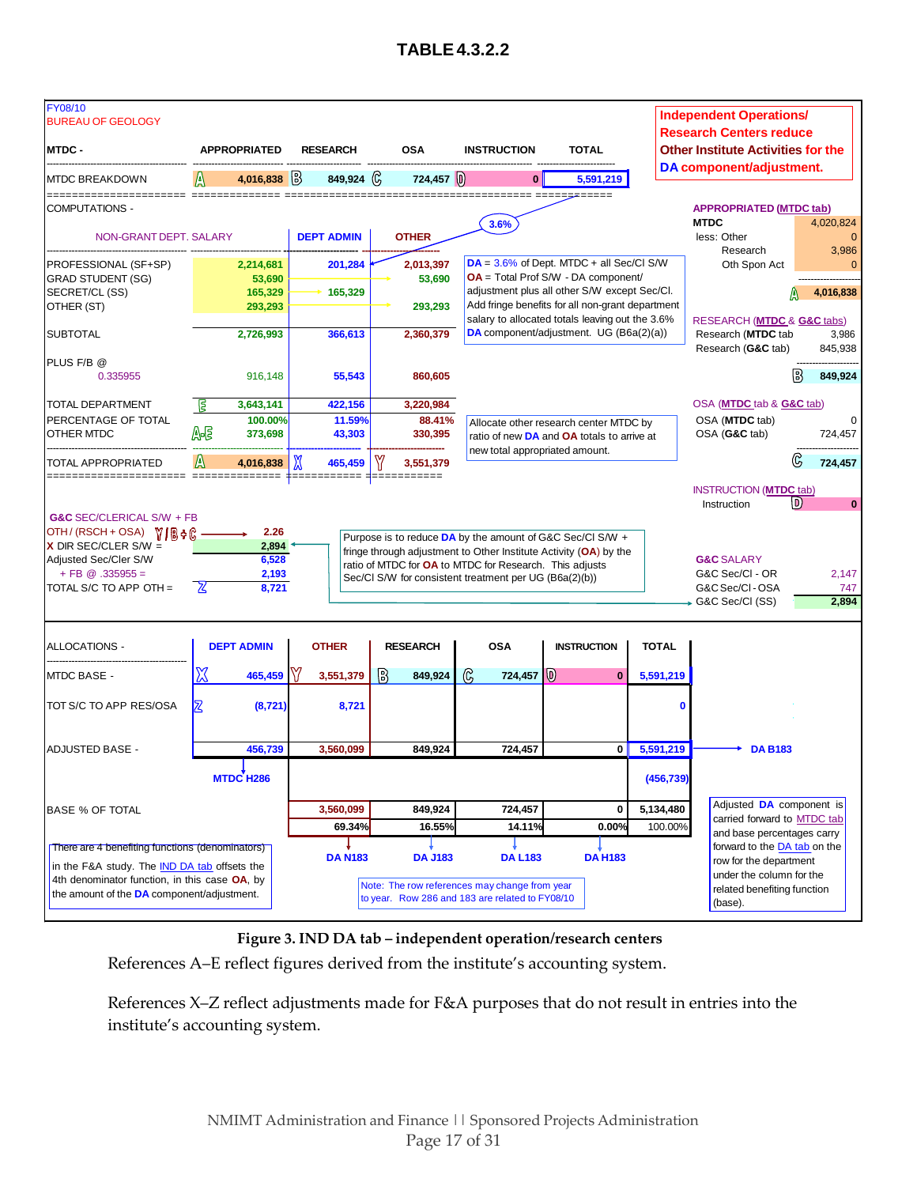# TABLE 4.3.2.2

FY08/10
BUREAU OF GEOLOGY

**Independent Operations/ Research Centers reduce Other Institute Activities for the DA component/adjustment.**

| MTDC - | | APPROPRIATED | RESEARCH | OSA | INSTRUCTION | TOTAL |
|---|---|---|---|---|---|---|
| MTDC BREAKDOWN | | A 4,016,838 | B 849,924 | C 724,457 | D 0 | 5,591,219 |

COMPUTATIONS -

| | NON-GRANT DEPT. SALARY | DEPT ADMIN | OTHER |
|---|---|---|---|
| PROFESSIONAL (SF+SP) | 2,214,681 | 201,284 | 2,013,397 |
| GRAD STUDENT (SG) | 53,690 | | 53,690 |
| SECRET/CL (SS) | 165,329 | 165,329 | |
| OTHER (ST) | 293,293 | | 293,293 |
| SUBTOTAL | 2,726,993 | 366,613 | 2,360,379 |
| PLUS F/B @ 0.335955 | 916,148 | 55,543 | 860,605 |
| TOTAL DEPARTMENT | E 3,643,141 | 422,156 | 3,220,984 |
| PERCENTAGE OF TOTAL | 100.00% | 11.59% | 88.41% |
| OTHER MTDC | A-E 373,698 | 43,303 | 330,395 |
| TOTAL APPROPRIATED | A 4,016,838 | X 465,459 | Y 3,551,379 |

3.6%

**DA** = 3.6% of Dept. MTDC + all Sec/Cl S/W
**OA** = Total Prof S/W - DA component/ adjustment plus all other S/W except Sec/Cl. Add fringe benefits for all non-grant department salary to allocated totals leaving out the 3.6% **DA** component/adjustment. UG (B6a(2)(a))

Allocate other research center MTDC by ratio of new **DA** and **OA** totals to arrive at new total appropriated amount.

**APPROPRIATED (MTDC tab)**

| | |
|---|---|
| MTDC | 4,020,824 |
| less: Other | 0 |
| Research | 3,986 |
| Oth Spon Act | 0 |
| A | 4,016,838 |

**RESEARCH (MTDC & G&C tabs)**

| | |
|---|---|
| Research (MTDC tab | 3,986 |
| Research (G&C tab) | 845,938 |
| B | 849,924 |

**OSA (MTDC tab & G&C tab)**

| | |
|---|---|
| OSA (MTDC tab) | 0 |
| OSA (G&C tab) | 724,457 |
| C | 724,457 |

**INSTRUCTION (MTDC tab)**

| | |
|---|---|
| Instruction | D 0 |

**G&C SEC/CLERICAL S/W + FB**

| | | |
|---|---|---|
| OTH / (RSCH + OSA) | Y / B + C | 2.26 |
| X DIR SEC/CLER S/W = | | 2,894 |
| Adjusted Sec/Cler S/W | | 6,528 |
| + FB @ .335955 = | | 2,193 |
| TOTAL S/C TO APP OTH = | Z | 8,721 |

Purpose is to reduce **DA** by the amount of G&C Sec/Cl S/W + fringe through adjustment to Other Institute Activity (**OA**) by the ratio of MTDC for **OA** to MTDC for Research. This adjusts Sec/Cl S/W for consistent treatment per UG (B6a(2)(b))

**G&C SALARY**

| | |
|---|---|
| G&C Sec/Cl - OR | 2,147 |
| G&C Sec/Cl - OSA | 747 |
| G&C Sec/Cl (SS) | 2,894 |

| ALLOCATIONS - | DEPT ADMIN | OTHER | RESEARCH | OSA | INSTRUCTION | TOTAL |
|---|---|---|---|---|---|---|
| MTDC BASE - | X 465,459 | Y 3,551,379 | B 849,924 | C 724,457 | D 0 | 5,591,219 |
| TOT S/C TO APP RES/OSA | Z (8,721) | 8,721 | | | | 0 |
| ADJUSTED BASE - | 456,739 | 3,560,099 | 849,924 | 724,457 | 0 | 5,591,219 → DA B183 |
| | MTDC H286 | | | | | (456,739) |
| BASE % OF TOTAL | | 3,560,099 | 849,924 | 724,457 | 0 | 5,134,480 |
| | | 69.34% | 16.55% | 14.11% | 0.00% | 100.00% |
| | | DA N183 | DA J183 | DA L183 | DA H183 | |

There are 4 benefiting functions (denominators) in the F&A study. The IND DA tab offsets the 4th denominator function, in this case **OA**, by the amount of the **DA** component/adjustment.

Note: The row references may change from year to year. Row 286 and 183 are related to FY08/10

Adjusted **DA** component is carried forward to MTDC tab and base percentages carry forward to the DA tab on the row for the department under the column for the related benefiting function (base).

**Figure 3. IND DA tab – independent operation/research centers**

References A–E reflect figures derived from the institute's accounting system.

References X–Z reflect adjustments made for F&A purposes that do not result in entries into the institute's accounting system.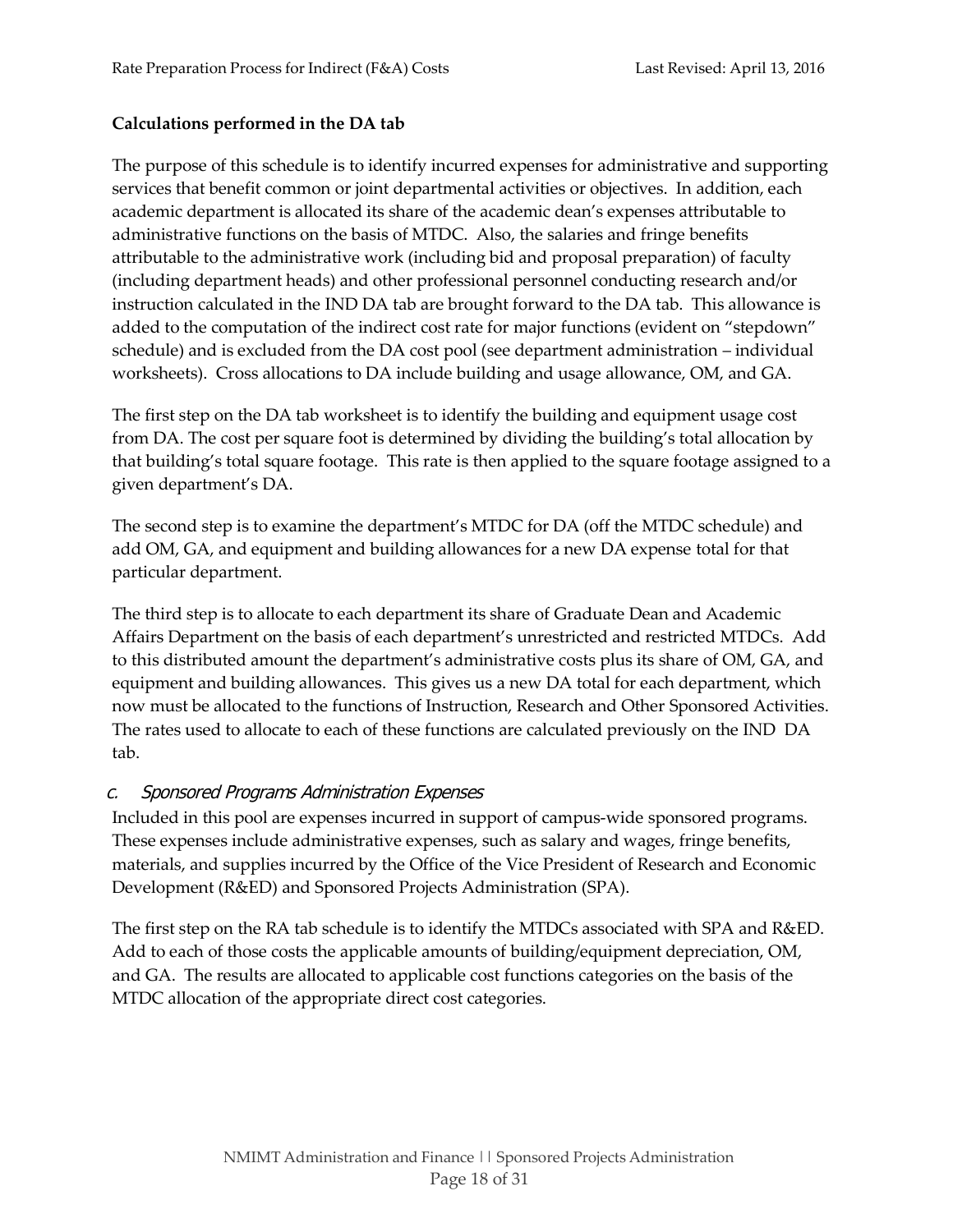**Calculations performed in the DA tab**

The purpose of this schedule is to identify incurred expenses for administrative and supporting services that benefit common or joint departmental activities or objectives. In addition, each academic department is allocated its share of the academic dean's expenses attributable to administrative functions on the basis of MTDC. Also, the salaries and fringe benefits attributable to the administrative work (including bid and proposal preparation) of faculty (including department heads) and other professional personnel conducting research and/or instruction calculated in the IND DA tab are brought forward to the DA tab. This allowance is added to the computation of the indirect cost rate for major functions (evident on "stepdown" schedule) and is excluded from the DA cost pool (see department administration – individual worksheets). Cross allocations to DA include building and usage allowance, OM, and GA.

The first step on the DA tab worksheet is to identify the building and equipment usage cost from DA. The cost per square foot is determined by dividing the building's total allocation by that building's total square footage. This rate is then applied to the square footage assigned to a given department's DA.

The second step is to examine the department's MTDC for DA (off the MTDC schedule) and add OM, GA, and equipment and building allowances for a new DA expense total for that particular department.

The third step is to allocate to each department its share of Graduate Dean and Academic Affairs Department on the basis of each department's unrestricted and restricted MTDCs. Add to this distributed amount the department's administrative costs plus its share of OM, GA, and equipment and building allowances. This gives us a new DA total for each department, which now must be allocated to the functions of Instruction, Research and Other Sponsored Activities. The rates used to allocate to each of these functions are calculated previously on the IND DA tab.

### *c. Sponsored Programs Administration Expenses*

Included in this pool are expenses incurred in support of campus-wide sponsored programs. These expenses include administrative expenses, such as salary and wages, fringe benefits, materials, and supplies incurred by the Office of the Vice President of Research and Economic Development (R&ED) and Sponsored Projects Administration (SPA).

The first step on the RA tab schedule is to identify the MTDCs associated with SPA and R&ED. Add to each of those costs the applicable amounts of building/equipment depreciation, OM, and GA. The results are allocated to applicable cost functions categories on the basis of the MTDC allocation of the appropriate direct cost categories.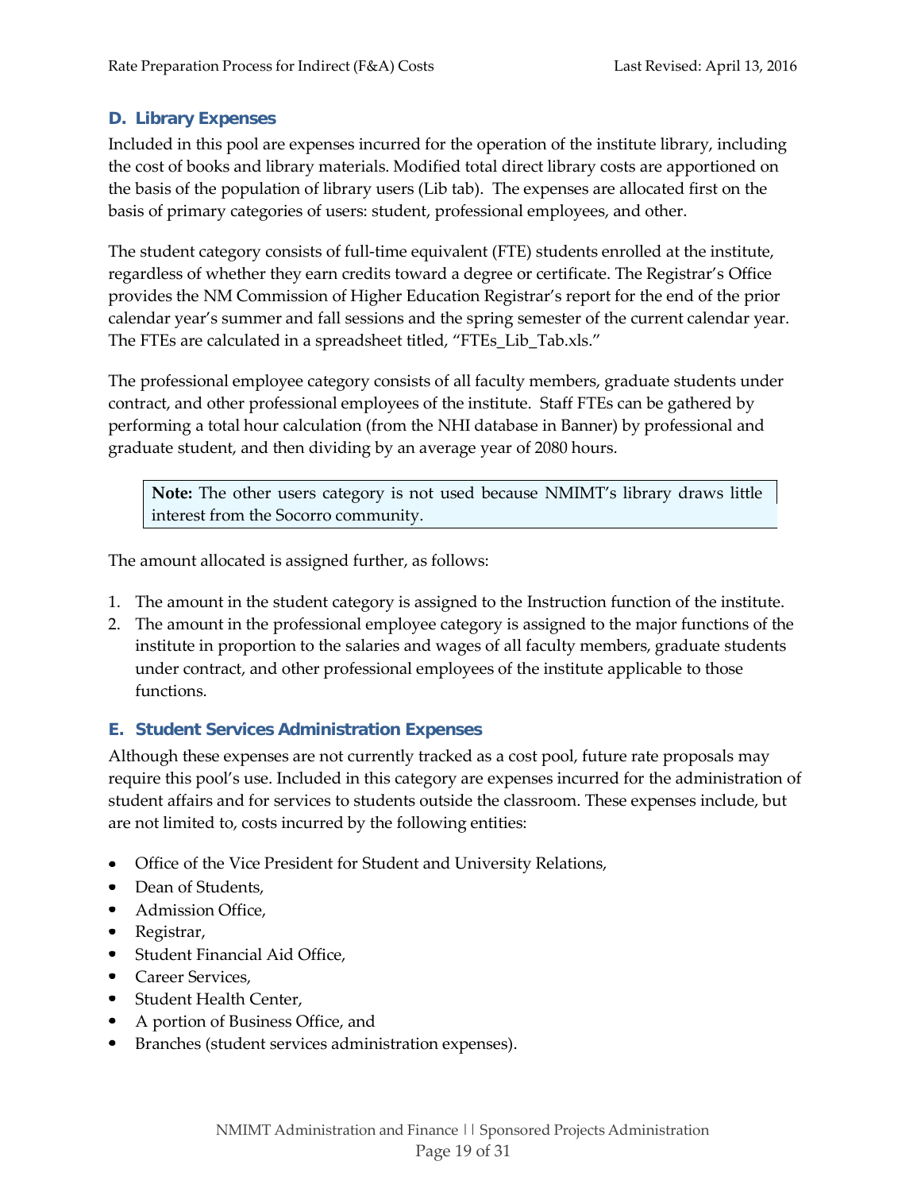### D. Library Expenses

Included in this pool are expenses incurred for the operation of the institute library, including the cost of books and library materials. Modified total direct library costs are apportioned on the basis of the population of library users (Lib tab). The expenses are allocated first on the basis of primary categories of users: student, professional employees, and other.

The student category consists of full-time equivalent (FTE) students enrolled at the institute, regardless of whether they earn credits toward a degree or certificate. The Registrar's Office provides the NM Commission of Higher Education Registrar's report for the end of the prior calendar year's summer and fall sessions and the spring semester of the current calendar year. The FTEs are calculated in a spreadsheet titled, "FTEs_Lib_Tab.xls."

The professional employee category consists of all faculty members, graduate students under contract, and other professional employees of the institute. Staff FTEs can be gathered by performing a total hour calculation (from the NHI database in Banner) by professional and graduate student, and then dividing by an average year of 2080 hours.

> **Note:** The other users category is not used because NMIMT's library draws little interest from the Socorro community.

The amount allocated is assigned further, as follows:

1. The amount in the student category is assigned to the Instruction function of the institute.
2. The amount in the professional employee category is assigned to the major functions of the institute in proportion to the salaries and wages of all faculty members, graduate students under contract, and other professional employees of the institute applicable to those functions.

### E. Student Services Administration Expenses

Although these expenses are not currently tracked as a cost pool, future rate proposals may require this pool's use. Included in this category are expenses incurred for the administration of student affairs and for services to students outside the classroom. These expenses include, but are not limited to, costs incurred by the following entities:

- Office of the Vice President for Student and University Relations,
- Dean of Students,
- Admission Office,
- Registrar,
- Student Financial Aid Office,
- Career Services,
- Student Health Center,
- A portion of Business Office, and
- Branches (student services administration expenses).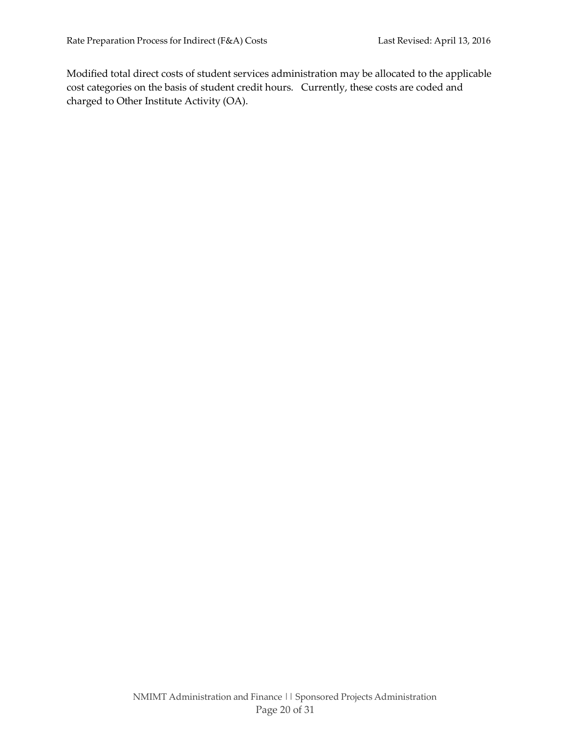Modified total direct costs of student services administration may be allocated to the applicable cost categories on the basis of student credit hours. Currently, these costs are coded and charged to Other Institute Activity (OA).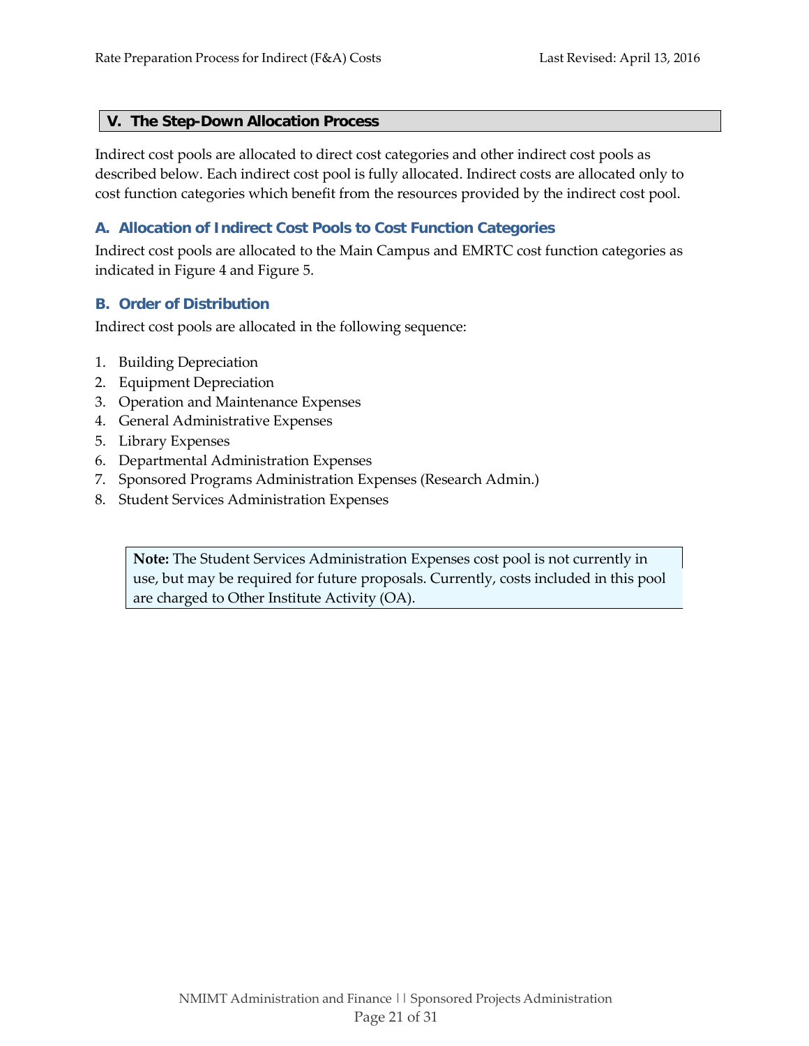## V. The Step-Down Allocation Process

Indirect cost pools are allocated to direct cost categories and other indirect cost pools as described below. Each indirect cost pool is fully allocated. Indirect costs are allocated only to cost function categories which benefit from the resources provided by the indirect cost pool.

### A. Allocation of Indirect Cost Pools to Cost Function Categories

Indirect cost pools are allocated to the Main Campus and EMRTC cost function categories as indicated in Figure 4 and Figure 5.

### B. Order of Distribution

Indirect cost pools are allocated in the following sequence:

1. Building Depreciation
2. Equipment Depreciation
3. Operation and Maintenance Expenses
4. General Administrative Expenses
5. Library Expenses
6. Departmental Administration Expenses
7. Sponsored Programs Administration Expenses (Research Admin.)
8. Student Services Administration Expenses

> **Note:** The Student Services Administration Expenses cost pool is not currently in use, but may be required for future proposals. Currently, costs included in this pool are charged to Other Institute Activity (OA).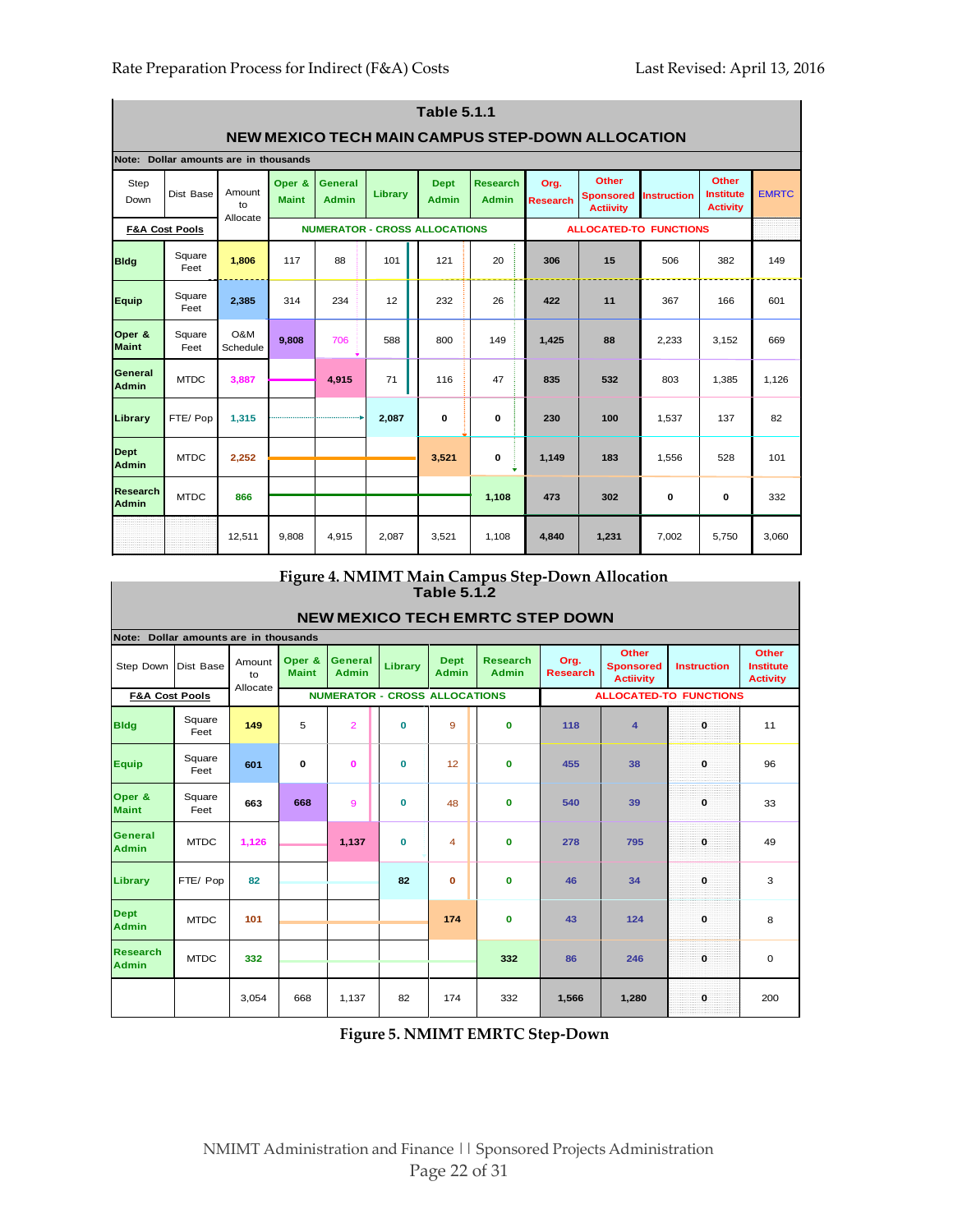**Table 5.1.1**

**NEW MEXICO TECH MAIN CAMPUS STEP-DOWN ALLOCATION**

Note: Dollar amounts are in thousands

| Step Down | Dist Base | Amount to Allocate | Oper & Maint | General Admin | Library | Dept Admin | Research Admin | Org. Research | Other Sponsored Actiivity | Instruction | Other Institute Activity | EMRTC |
|---|---|---|---|---|---|---|---|---|---|---|---|---|
| **F&A Cost Pools** | | | NUMERATOR - CROSS ALLOCATIONS | | | | | ALLOCATED-TO FUNCTIONS | | | | |
| **Bldg** | Square Feet | 1,806 | 117 | 88 | 101 | 121 | 20 | 306 | 15 | 506 | 382 | 149 |
| **Equip** | Square Feet | 2,385 | 314 | 234 | 12 | 232 | 26 | 422 | 11 | 367 | 166 | 601 |
| **Oper & Maint** | Square Feet | O&M Schedule | 9,808 | 706 | 588 | 800 | 149 | 1,425 | 88 | 2,233 | 3,152 | 669 |
| **General Admin** | MTDC | 3,887 | | 4,915 | 71 | 116 | 47 | 835 | 532 | 803 | 1,385 | 1,126 |
| **Library** | FTE/ Pop | 1,315 | | | 2,087 | 0 | 0 | 230 | 100 | 1,537 | 137 | 82 |
| **Dept Admin** | MTDC | 2,252 | | | | 3,521 | 0 | 1,149 | 183 | 1,556 | 528 | 101 |
| **Research Admin** | MTDC | 866 | | | | | 1,108 | 473 | 302 | 0 | 0 | 332 |
| | | 12,511 | 9,808 | 4,915 | 2,087 | 3,521 | 1,108 | 4,840 | 1,231 | 7,002 | 5,750 | 3,060 |

**Figure 4. NMIMT Main Campus Step-Down Allocation**

**Table 5.1.2**

**NEW MEXICO TECH EMRTC STEP DOWN**

Note: Dollar amounts are in thousands

| Step Down | Dist Base | Amount to Allocate | Oper & Maint | General Admin | Library | Dept Admin | Research Admin | Org. Research | Other Sponsored Actiivity | Instruction | Other Institute Activity |
|---|---|---|---|---|---|---|---|---|---|---|---|
| **F&A Cost Pools** | | | NUMERATOR - CROSS ALLOCATIONS | | | | | ALLOCATED-TO FUNCTIONS | | | |
| **Bldg** | Square Feet | 149 | 5 | 2 | 0 | 9 | 0 | 118 | 4 | 0 | 11 |
| **Equip** | Square Feet | 601 | 0 | 0 | 0 | 12 | 0 | 455 | 38 | 0 | 96 |
| **Oper & Maint** | Square Feet | 663 | 668 | 9 | 0 | 48 | 0 | 540 | 39 | 0 | 33 |
| **General Admin** | MTDC | 1,126 | | 1,137 | 0 | 4 | 0 | 278 | 795 | 0 | 49 |
| **Library** | FTE/ Pop | 82 | | | 82 | 0 | 0 | 46 | 34 | 0 | 3 |
| **Dept Admin** | MTDC | 101 | | | | 174 | 0 | 43 | 124 | 0 | 8 |
| **Research Admin** | MTDC | 332 | | | | | 332 | 86 | 246 | 0 | 0 |
| | | 3,054 | 668 | 1,137 | 82 | 174 | 332 | 1,566 | 1,280 | 0 | 200 |

**Figure 5. NMIMT EMRTC Step-Down**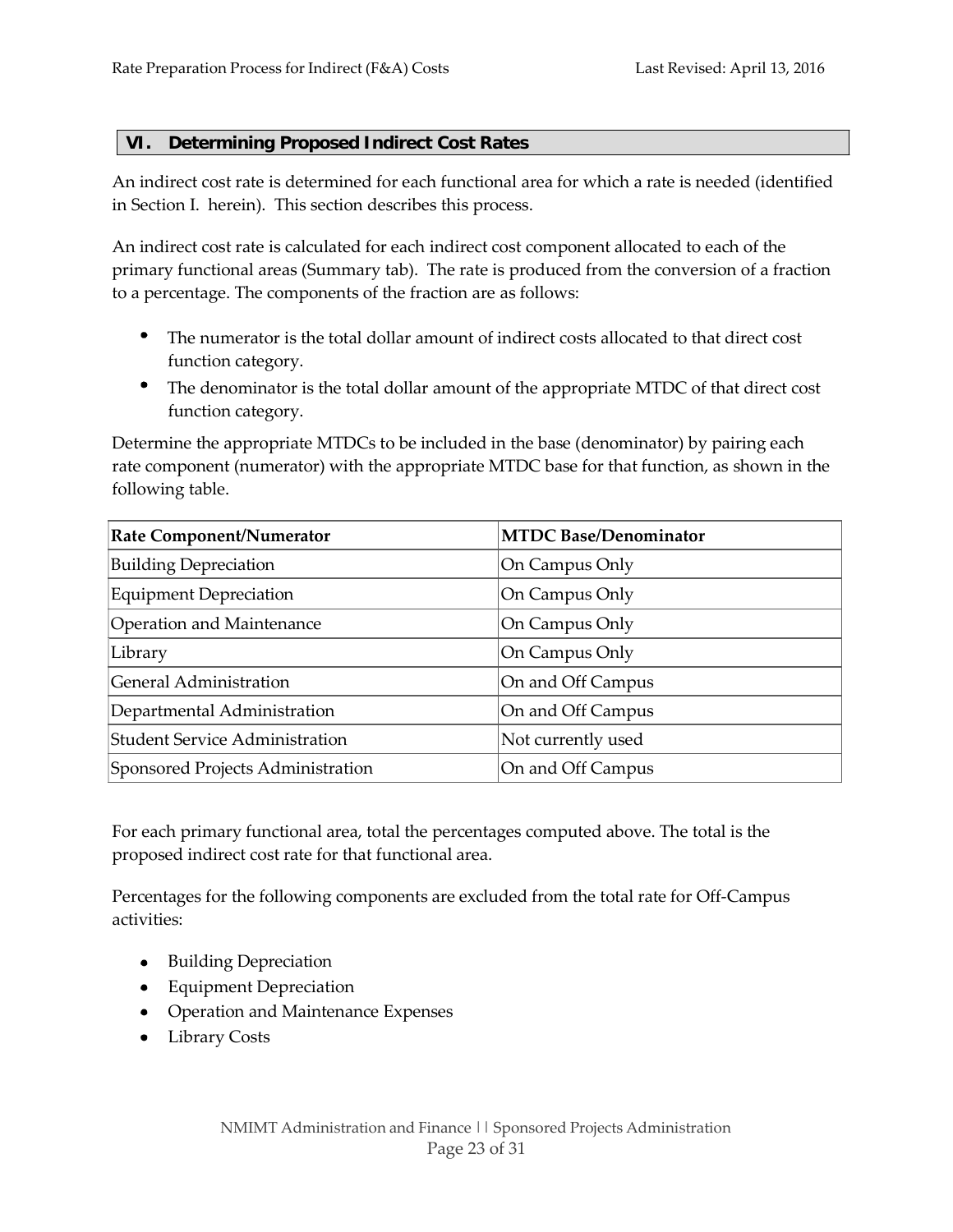## VI. Determining Proposed Indirect Cost Rates

An indirect cost rate is determined for each functional area for which a rate is needed (identified in Section I. herein). This section describes this process.

An indirect cost rate is calculated for each indirect cost component allocated to each of the primary functional areas (Summary tab). The rate is produced from the conversion of a fraction to a percentage. The components of the fraction are as follows:

- The numerator is the total dollar amount of indirect costs allocated to that direct cost function category.
- The denominator is the total dollar amount of the appropriate MTDC of that direct cost function category.

Determine the appropriate MTDCs to be included in the base (denominator) by pairing each rate component (numerator) with the appropriate MTDC base for that function, as shown in the following table.

| Rate Component/Numerator | MTDC Base/Denominator |
|---|---|
| Building Depreciation | On Campus Only |
| Equipment Depreciation | On Campus Only |
| Operation and Maintenance | On Campus Only |
| Library | On Campus Only |
| General Administration | On and Off Campus |
| Departmental Administration | On and Off Campus |
| Student Service Administration | Not currently used |
| Sponsored Projects Administration | On and Off Campus |

For each primary functional area, total the percentages computed above. The total is the proposed indirect cost rate for that functional area.

Percentages for the following components are excluded from the total rate for Off-Campus activities:

- Building Depreciation
- Equipment Depreciation
- Operation and Maintenance Expenses
- Library Costs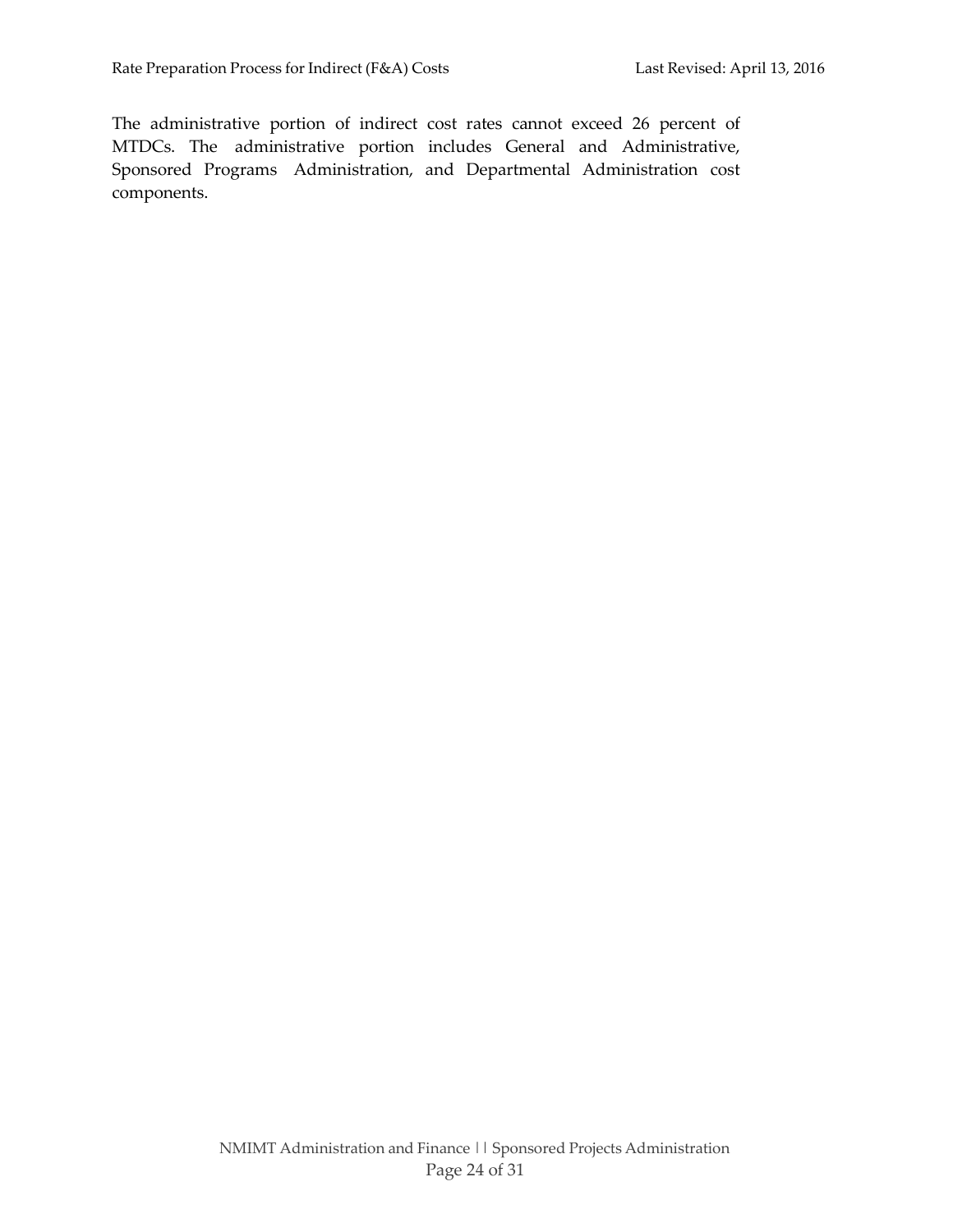The administrative portion of indirect cost rates cannot exceed 26 percent of MTDCs. The administrative portion includes General and Administrative, Sponsored Programs Administration, and Departmental Administration cost components.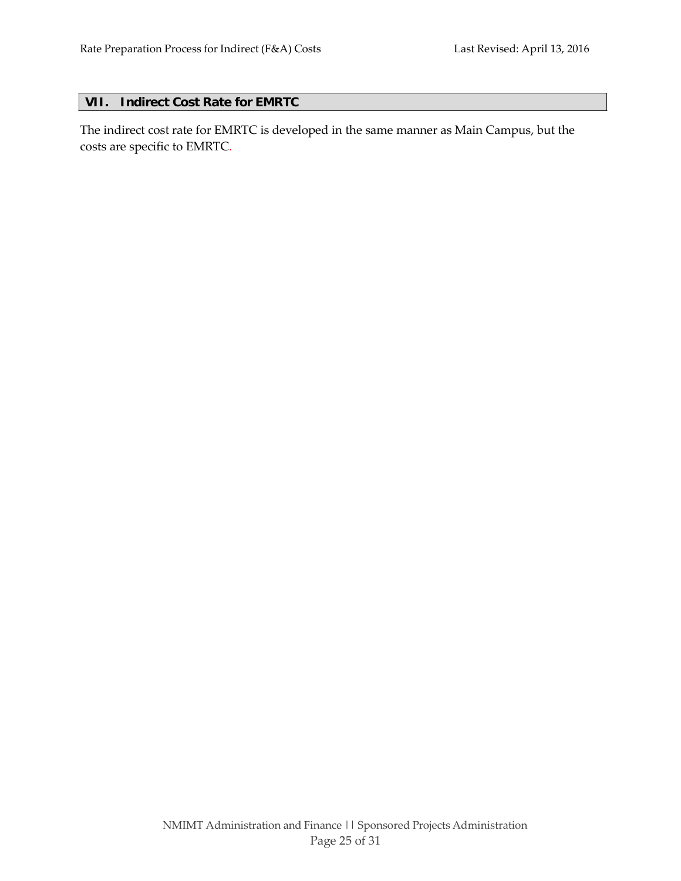## VII. Indirect Cost Rate for EMRTC

The indirect cost rate for EMRTC is developed in the same manner as Main Campus, but the costs are specific to EMRTC.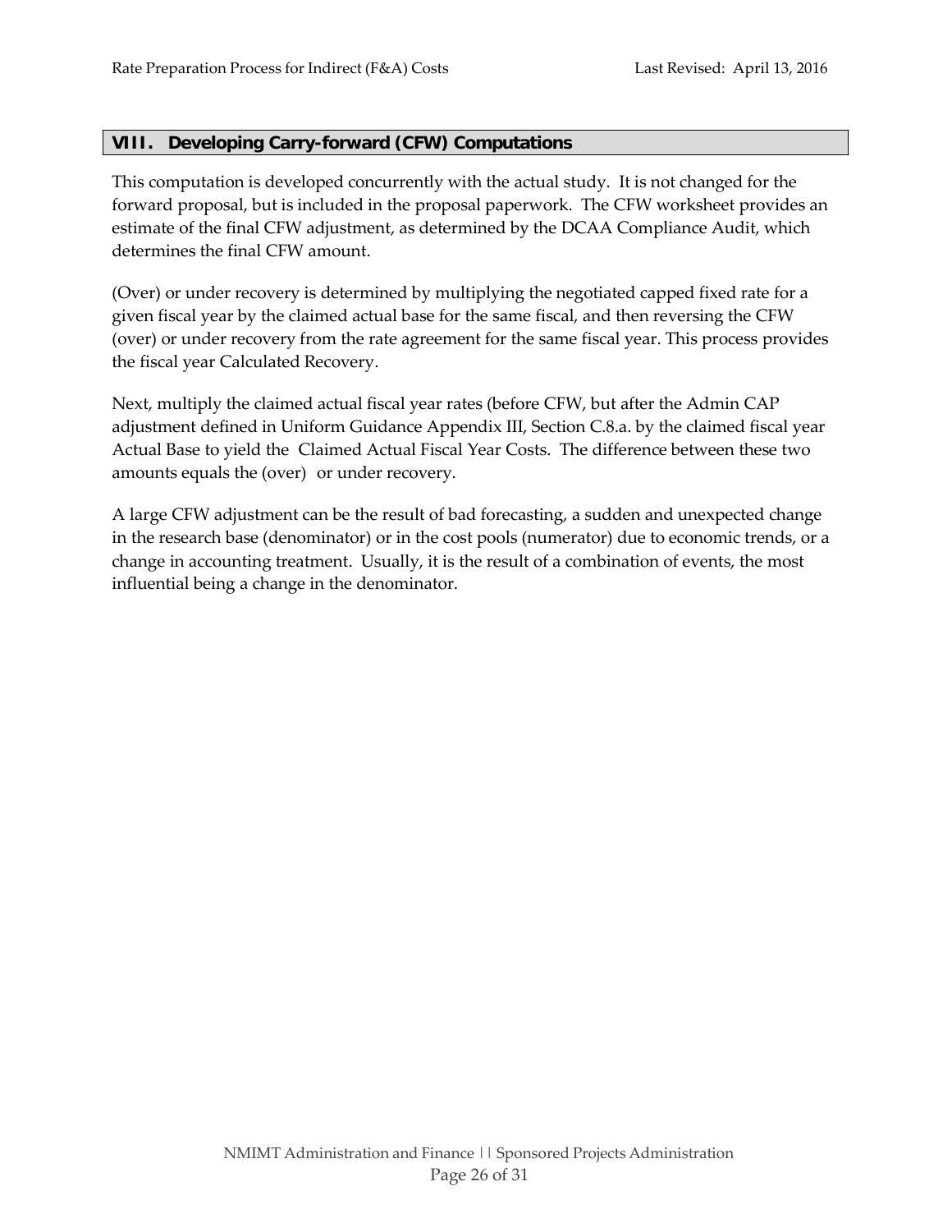## VIII. Developing Carry-forward (CFW) Computations

This computation is developed concurrently with the actual study. It is not changed for the forward proposal, but is included in the proposal paperwork. The CFW worksheet provides an estimate of the final CFW adjustment, as determined by the DCAA Compliance Audit, which determines the final CFW amount.

(Over) or under recovery is determined by multiplying the negotiated capped fixed rate for a given fiscal year by the claimed actual base for the same fiscal, and then reversing the CFW (over) or under recovery from the rate agreement for the same fiscal year. This process provides the fiscal year Calculated Recovery.

Next, multiply the claimed actual fiscal year rates (before CFW, but after the Admin CAP adjustment defined in Uniform Guidance Appendix III, Section C.8.a. by the claimed fiscal year Actual Base to yield the Claimed Actual Fiscal Year Costs. The difference between these two amounts equals the (over) or under recovery.

A large CFW adjustment can be the result of bad forecasting, a sudden and unexpected change in the research base (denominator) or in the cost pools (numerator) due to economic trends, or a change in accounting treatment. Usually, it is the result of a combination of events, the most influential being a change in the denominator.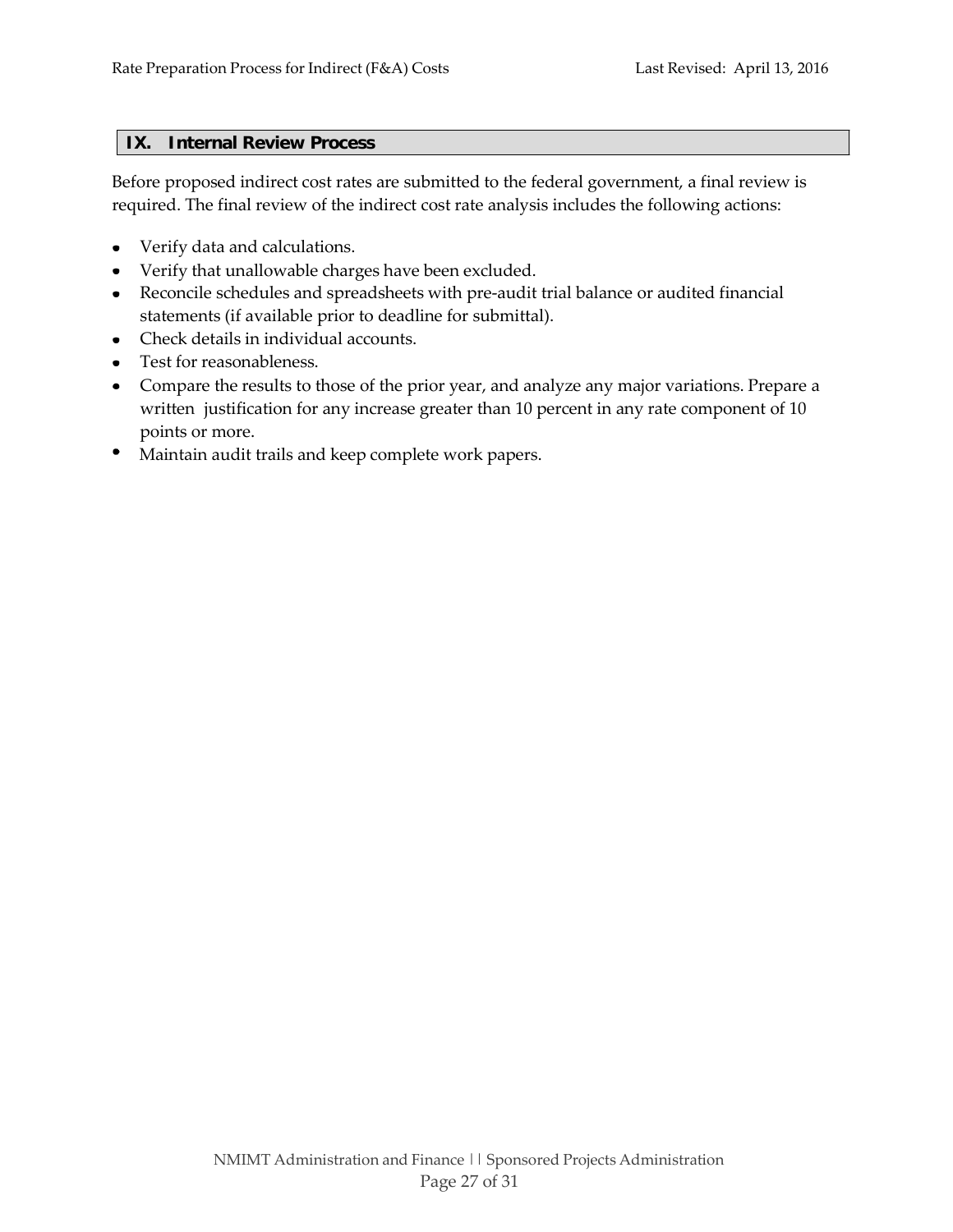## IX. Internal Review Process

Before proposed indirect cost rates are submitted to the federal government, a final review is required. The final review of the indirect cost rate analysis includes the following actions:

- Verify data and calculations.
- Verify that unallowable charges have been excluded.
- Reconcile schedules and spreadsheets with pre-audit trial balance or audited financial statements (if available prior to deadline for submittal).
- Check details in individual accounts.
- Test for reasonableness.
- Compare the results to those of the prior year, and analyze any major variations. Prepare a written justification for any increase greater than 10 percent in any rate component of 10 points or more.
- Maintain audit trails and keep complete work papers.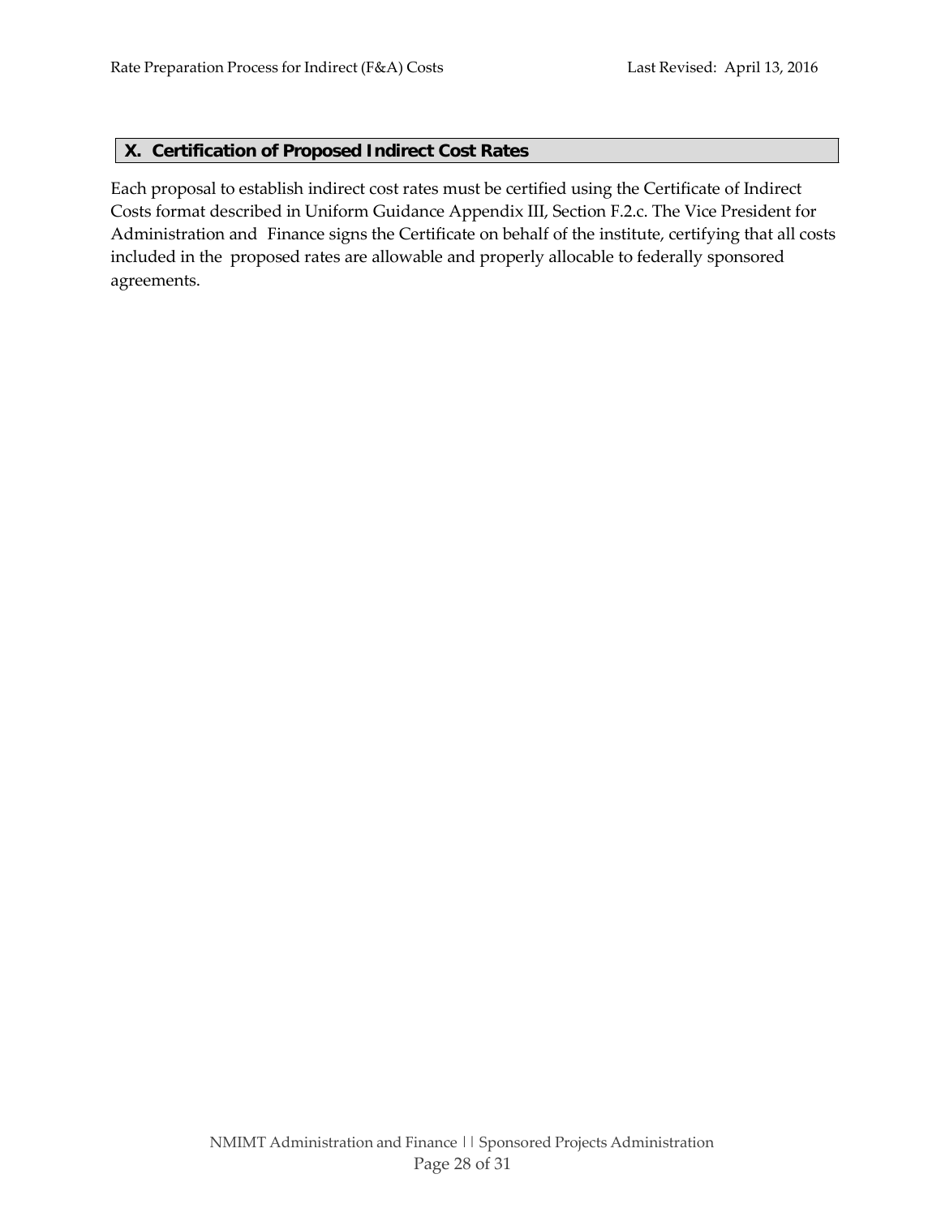## X. Certification of Proposed Indirect Cost Rates

Each proposal to establish indirect cost rates must be certified using the Certificate of Indirect Costs format described in Uniform Guidance Appendix III, Section F.2.c. The Vice President for Administration and Finance signs the Certificate on behalf of the institute, certifying that all costs included in the proposed rates are allowable and properly allocable to federally sponsored agreements.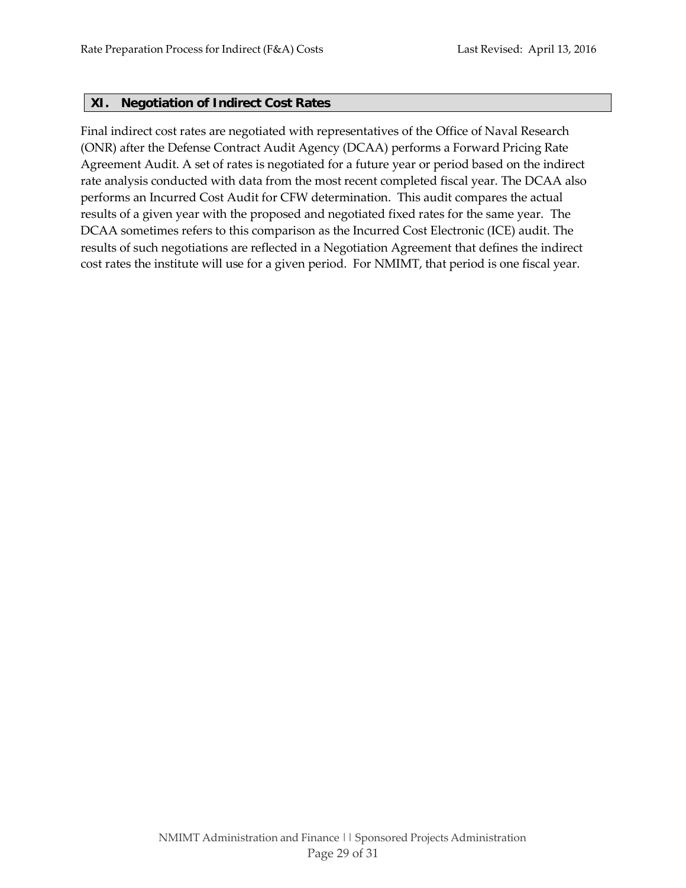## XI. Negotiation of Indirect Cost Rates

Final indirect cost rates are negotiated with representatives of the Office of Naval Research (ONR) after the Defense Contract Audit Agency (DCAA) performs a Forward Pricing Rate Agreement Audit. A set of rates is negotiated for a future year or period based on the indirect rate analysis conducted with data from the most recent completed fiscal year. The DCAA also performs an Incurred Cost Audit for CFW determination. This audit compares the actual results of a given year with the proposed and negotiated fixed rates for the same year. The DCAA sometimes refers to this comparison as the Incurred Cost Electronic (ICE) audit. The results of such negotiations are reflected in a Negotiation Agreement that defines the indirect cost rates the institute will use for a given period. For NMIMT, that period is one fiscal year.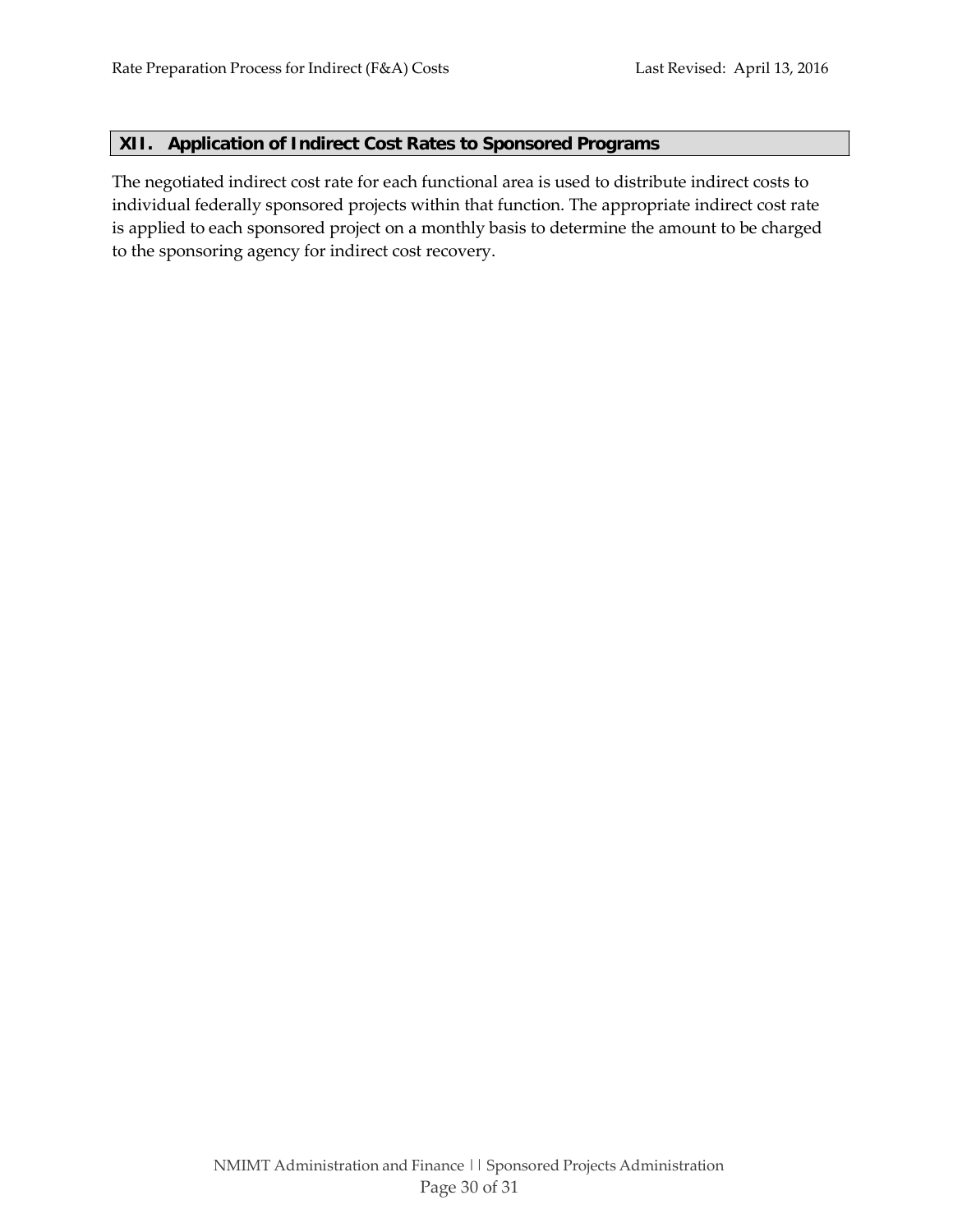## XII. Application of Indirect Cost Rates to Sponsored Programs

The negotiated indirect cost rate for each functional area is used to distribute indirect costs to individual federally sponsored projects within that function. The appropriate indirect cost rate is applied to each sponsored project on a monthly basis to determine the amount to be charged to the sponsoring agency for indirect cost recovery.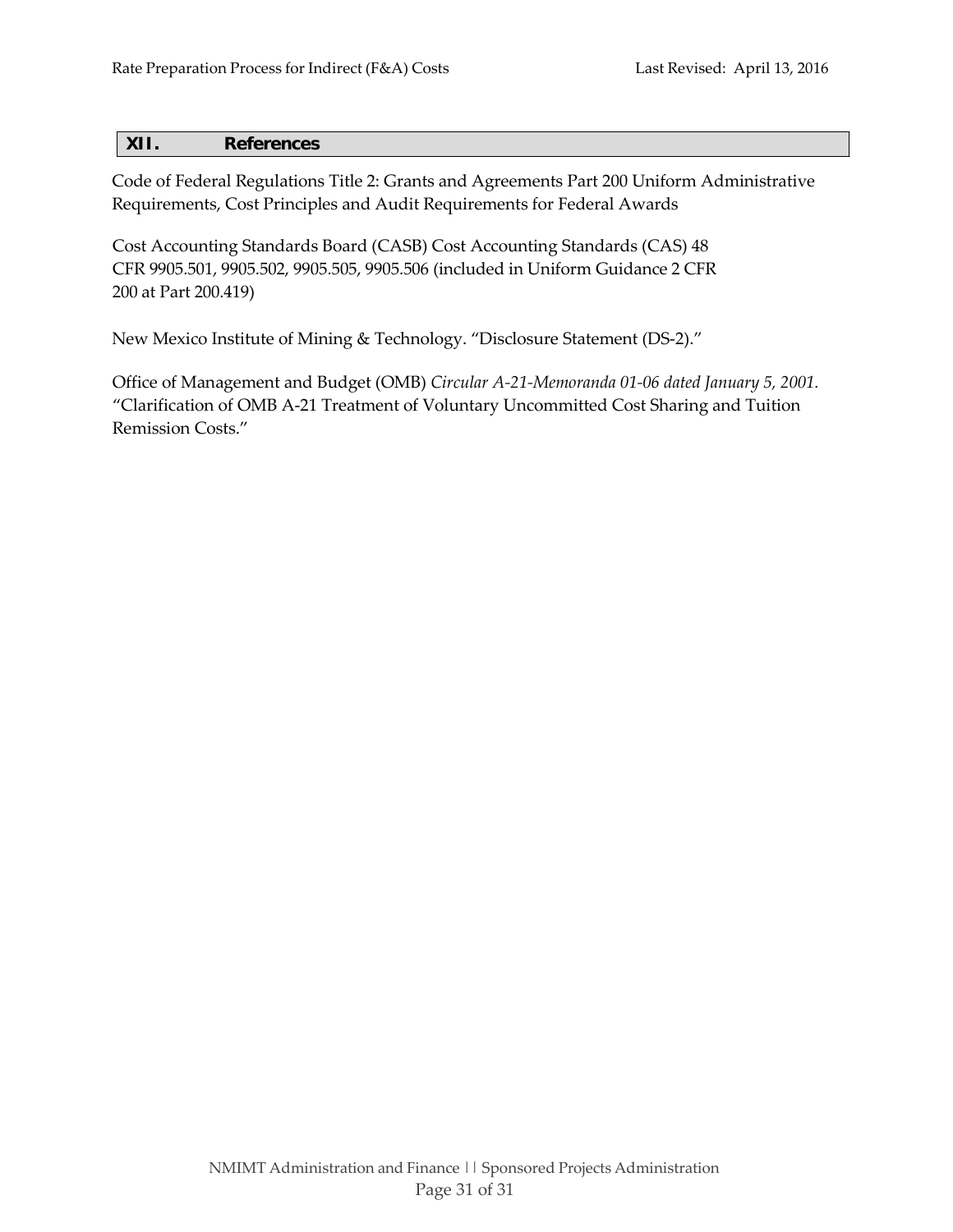## XII. References

Code of Federal Regulations Title 2: Grants and Agreements Part 200 Uniform Administrative Requirements, Cost Principles and Audit Requirements for Federal Awards

Cost Accounting Standards Board (CASB) Cost Accounting Standards (CAS) 48 CFR 9905.501, 9905.502, 9905.505, 9905.506 (included in Uniform Guidance 2 CFR 200 at Part 200.419)

New Mexico Institute of Mining & Technology. "Disclosure Statement (DS-2)."

Office of Management and Budget (OMB) *Circular A-21-Memoranda 01-06 dated January 5, 2001.* "Clarification of OMB A-21 Treatment of Voluntary Uncommitted Cost Sharing and Tuition Remission Costs."